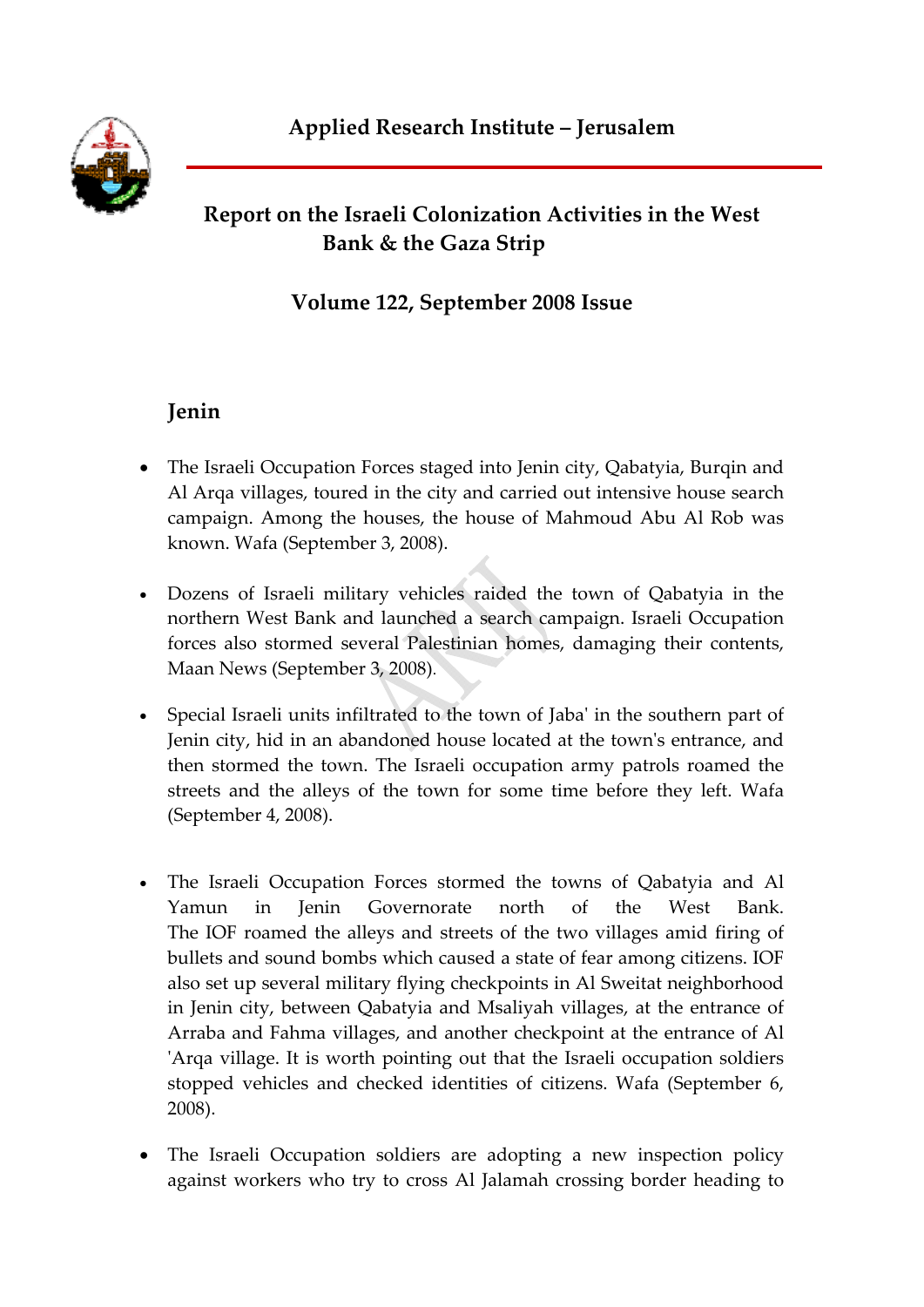**Applied Research Institute – Jerusalem**

# Report on the Israeli Colonization Activities in the West Bank & the Gaza Strip

## Volume 122, September 2008 Issue

## Jenin

- The Israeli Occupation Forces staged into Jenin city, Qabatyia, Burqin and Al Arqa villages, toured in the city and carried out intensive house search campaign. Among the houses, the house of Mahmoud Abu Al Rob was known. Wafa (September 3, 2008).

- Dozens of Israeli military vehicles raided the town of Qabatyia in the northern West Bank and launched a search campaign. Israeli Occupation forces also stormed several Palestinian homes, damaging their contents, Maan News (September 3, 2008).

- Special Israeli units infiltrated to the town of Jaba' in the southern part of Jenin city, hid in an abandoned house located at the town's entrance, and then stormed the town. The Israeli occupation army patrols roamed the streets and the alleys of the town for some time before they left. Wafa (September 4, 2008).

- The Israeli Occupation Forces stormed the towns of Qabatyia and Al Yamun in Jenin Governorate north of the West Bank. The IOF roamed the alleys and streets of the two villages amid firing of bullets and sound bombs which caused a state of fear among citizens. IOF also set up several military flying checkpoints in Al Sweitat neighborhood in Jenin city, between Qabatyia and Msaliyah villages, at the entrance of Arraba and Fahma villages, and another checkpoint at the entrance of Al 'Arqa village. It is worth pointing out that the Israeli occupation soldiers stopped vehicles and checked identities of citizens. Wafa (September 6, 2008).

- The Israeli Occupation soldiers are adopting a new inspection policy against workers who try to cross Al Jalamah crossing border heading to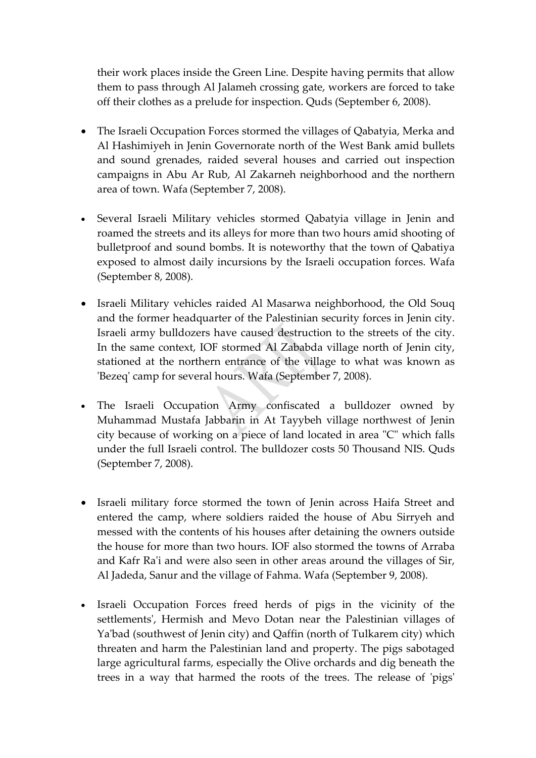their work places inside the Green Line. Despite having permits that allow them to pass through Al Jalameh crossing gate, workers are forced to take off their clothes as a prelude for inspection. Quds (September 6, 2008).

- The Israeli Occupation Forces stormed the villages of Qabatyia, Merka and Al Hashimiyeh in Jenin Governorate north of the West Bank amid bullets and sound grenades, raided several houses and carried out inspection campaigns in Abu Ar Rub, Al Zakarneh neighborhood and the northern area of town. Wafa (September 7, 2008).

- Several Israeli Military vehicles stormed Qabatyia village in Jenin and roamed the streets and its alleys for more than two hours amid shooting of bulletproof and sound bombs. It is noteworthy that the town of Qabatiya exposed to almost daily incursions by the Israeli occupation forces. Wafa (September 8, 2008).

- Israeli Military vehicles raided Al Masarwa neighborhood, the Old Souq and the former headquarter of the Palestinian security forces in Jenin city. Israeli army bulldozers have caused destruction to the streets of the city. In the same context, IOF stormed Al Zababda village north of Jenin city, stationed at the northern entrance of the village to what was known as 'Bezeq' camp for several hours. Wafa (September 7, 2008).

- The Israeli Occupation Army confiscated a bulldozer owned by Muhammad Mustafa Jabbarin in At Tayybeh village northwest of Jenin city because of working on a piece of land located in area "C" which falls under the full Israeli control. The bulldozer costs 50 Thousand NIS. Quds (September 7, 2008).

- Israeli military force stormed the town of Jenin across Haifa Street and entered the camp, where soldiers raided the house of Abu Sirryeh and messed with the contents of his houses after detaining the owners outside the house for more than two hours. IOF also stormed the towns of Arraba and Kafr Ra'i and were also seen in other areas around the villages of Sir, Al Jadeda, Sanur and the village of Fahma. Wafa (September 9, 2008).

- Israeli Occupation Forces freed herds of pigs in the vicinity of the settlements', Hermish and Mevo Dotan near the Palestinian villages of Ya'bad (southwest of Jenin city) and Qaffin (north of Tulkarem city) which threaten and harm the Palestinian land and property. The pigs sabotaged large agricultural farms, especially the Olive orchards and dig beneath the trees in a way that harmed the roots of the trees. The release of 'pigs'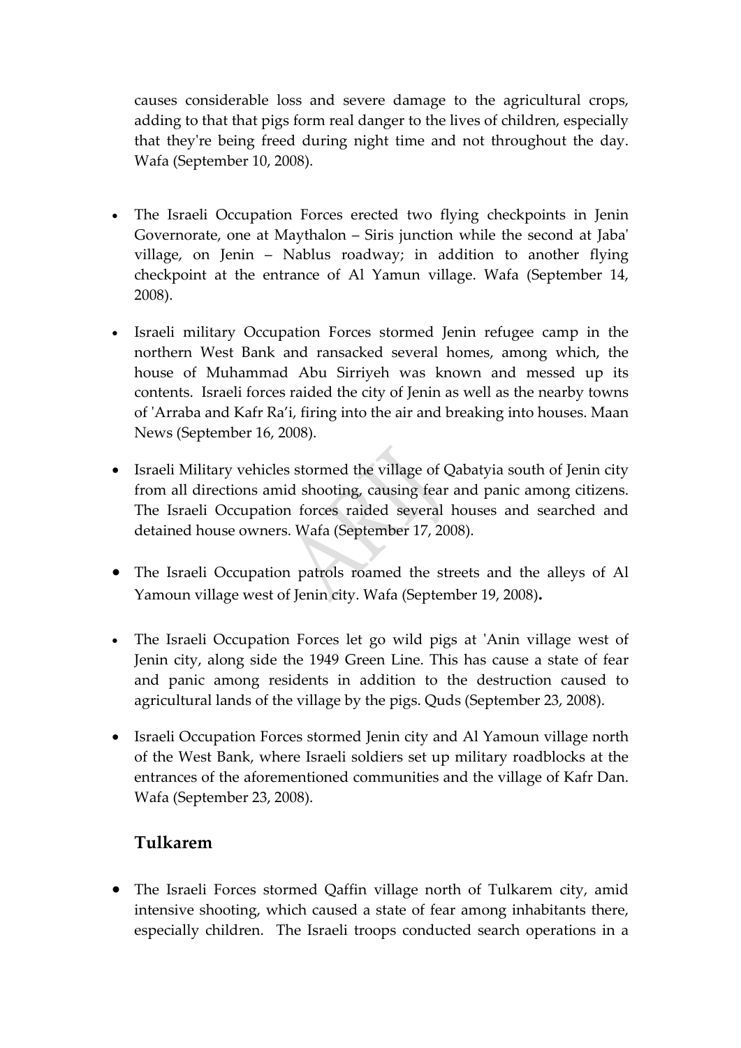causes considerable loss and severe damage to the agricultural crops, adding to that that pigs form real danger to the lives of children, especially that they're being freed during night time and not throughout the day. Wafa (September 10, 2008).

- The Israeli Occupation Forces erected two flying checkpoints in Jenin Governorate, one at Maythalon – Siris junction while the second at Jaba' village, on Jenin – Nablus roadway; in addition to another flying checkpoint at the entrance of Al Yamun village. Wafa (September 14, 2008).
- Israeli military Occupation Forces stormed Jenin refugee camp in the northern West Bank and ransacked several homes, among which, the house of Muhammad Abu Sirriyeh was known and messed up its contents. Israeli forces raided the city of Jenin as well as the nearby towns of 'Arraba and Kafr Ra'i, firing into the air and breaking into houses. Maan News (September 16, 2008).
- Israeli Military vehicles stormed the village of Qabatyia south of Jenin city from all directions amid shooting, causing fear and panic among citizens. The Israeli Occupation forces raided several houses and searched and detained house owners. Wafa (September 17, 2008).
- The Israeli Occupation patrols roamed the streets and the alleys of Al Yamoun village west of Jenin city. Wafa (September 19, 2008)**.**
- The Israeli Occupation Forces let go wild pigs at 'Anin village west of Jenin city, along side the 1949 Green Line. This has cause a state of fear and panic among residents in addition to the destruction caused to agricultural lands of the village by the pigs. Quds (September 23, 2008).
- Israeli Occupation Forces stormed Jenin city and Al Yamoun village north of the West Bank, where Israeli soldiers set up military roadblocks at the entrances of the aforementioned communities and the village of Kafr Dan. Wafa (September 23, 2008).

## Tulkarem

- The Israeli Forces stormed Qaffin village north of Tulkarem city, amid intensive shooting, which caused a state of fear among inhabitants there, especially children. The Israeli troops conducted search operations in a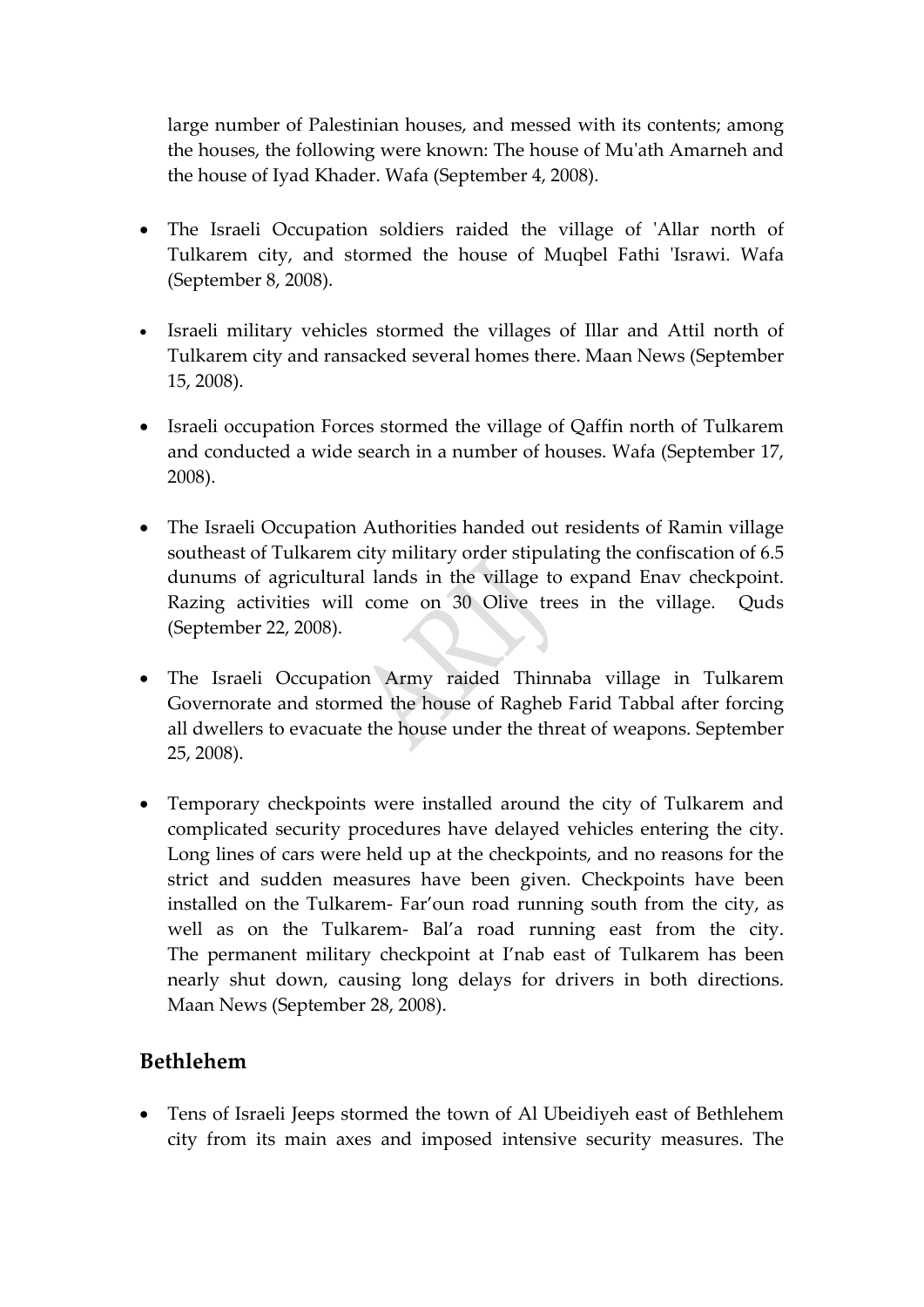large number of Palestinian houses, and messed with its contents; among the houses, the following were known: The house of Mu'ath Amarneh and the house of Iyad Khader. Wafa (September 4, 2008).

- The Israeli Occupation soldiers raided the village of 'Allar north of Tulkarem city, and stormed the house of Muqbel Fathi 'Israwi. Wafa (September 8, 2008).

- Israeli military vehicles stormed the villages of Illar and Attil north of Tulkarem city and ransacked several homes there. Maan News (September 15, 2008).

- Israeli occupation Forces stormed the village of Qaffin north of Tulkarem and conducted a wide search in a number of houses. Wafa (September 17, 2008).

- The Israeli Occupation Authorities handed out residents of Ramin village southeast of Tulkarem city military order stipulating the confiscation of 6.5 dunums of agricultural lands in the village to expand Enav checkpoint. Razing activities will come on 30 Olive trees in the village. Quds (September 22, 2008).

- The Israeli Occupation Army raided Thinnaba village in Tulkarem Governorate and stormed the house of Ragheb Farid Tabbal after forcing all dwellers to evacuate the house under the threat of weapons. September 25, 2008).

- Temporary checkpoints were installed around the city of Tulkarem and complicated security procedures have delayed vehicles entering the city. Long lines of cars were held up at the checkpoints, and no reasons for the strict and sudden measures have been given. Checkpoints have been installed on the Tulkarem- Far'oun road running south from the city, as well as on the Tulkarem- Bal'a road running east from the city. The permanent military checkpoint at I'nab east of Tulkarem has been nearly shut down, causing long delays for drivers in both directions. Maan News (September 28, 2008).

## Bethlehem

- Tens of Israeli Jeeps stormed the town of Al Ubeidiyeh east of Bethlehem city from its main axes and imposed intensive security measures. The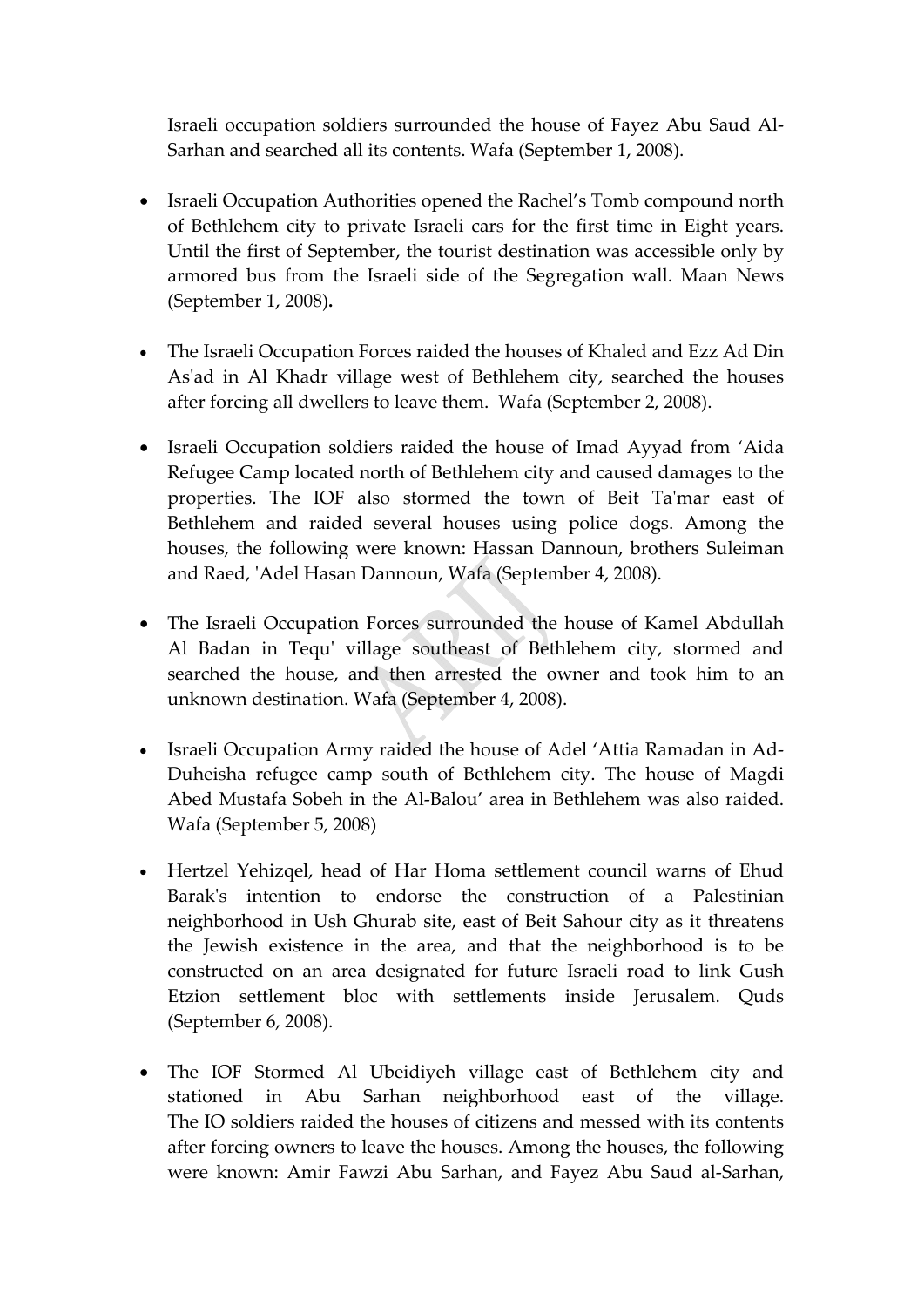Israeli occupation soldiers surrounded the house of Fayez Abu Saud Al-Sarhan and searched all its contents. Wafa (September 1, 2008).

- Israeli Occupation Authorities opened the Rachel's Tomb compound north of Bethlehem city to private Israeli cars for the first time in Eight years. Until the first of September, the tourist destination was accessible only by armored bus from the Israeli side of the Segregation wall. Maan News (September 1, 2008)**.**

- The Israeli Occupation Forces raided the houses of Khaled and Ezz Ad Din As'ad in Al Khadr village west of Bethlehem city, searched the houses after forcing all dwellers to leave them. Wafa (September 2, 2008).

- Israeli Occupation soldiers raided the house of Imad Ayyad from 'Aida Refugee Camp located north of Bethlehem city and caused damages to the properties. The IOF also stormed the town of Beit Ta'mar east of Bethlehem and raided several houses using police dogs. Among the houses, the following were known: Hassan Dannoun, brothers Suleiman and Raed, 'Adel Hasan Dannoun, Wafa (September 4, 2008).

- The Israeli Occupation Forces surrounded the house of Kamel Abdullah Al Badan in Tequ' village southeast of Bethlehem city, stormed and searched the house, and then arrested the owner and took him to an unknown destination. Wafa (September 4, 2008).

- Israeli Occupation Army raided the house of Adel 'Attia Ramadan in Ad-Duheisha refugee camp south of Bethlehem city. The house of Magdi Abed Mustafa Sobeh in the Al-Balou' area in Bethlehem was also raided. Wafa (September 5, 2008)

- Hertzel Yehizqel, head of Har Homa settlement council warns of Ehud Barak's intention to endorse the construction of a Palestinian neighborhood in Ush Ghurab site, east of Beit Sahour city as it threatens the Jewish existence in the area, and that the neighborhood is to be constructed on an area designated for future Israeli road to link Gush Etzion settlement bloc with settlements inside Jerusalem. Quds (September 6, 2008).

- The IOF Stormed Al Ubeidiyeh village east of Bethlehem city and stationed in Abu Sarhan neighborhood east of the village. The IO soldiers raided the houses of citizens and messed with its contents after forcing owners to leave the houses. Among the houses, the following were known: Amir Fawzi Abu Sarhan, and Fayez Abu Saud al-Sarhan,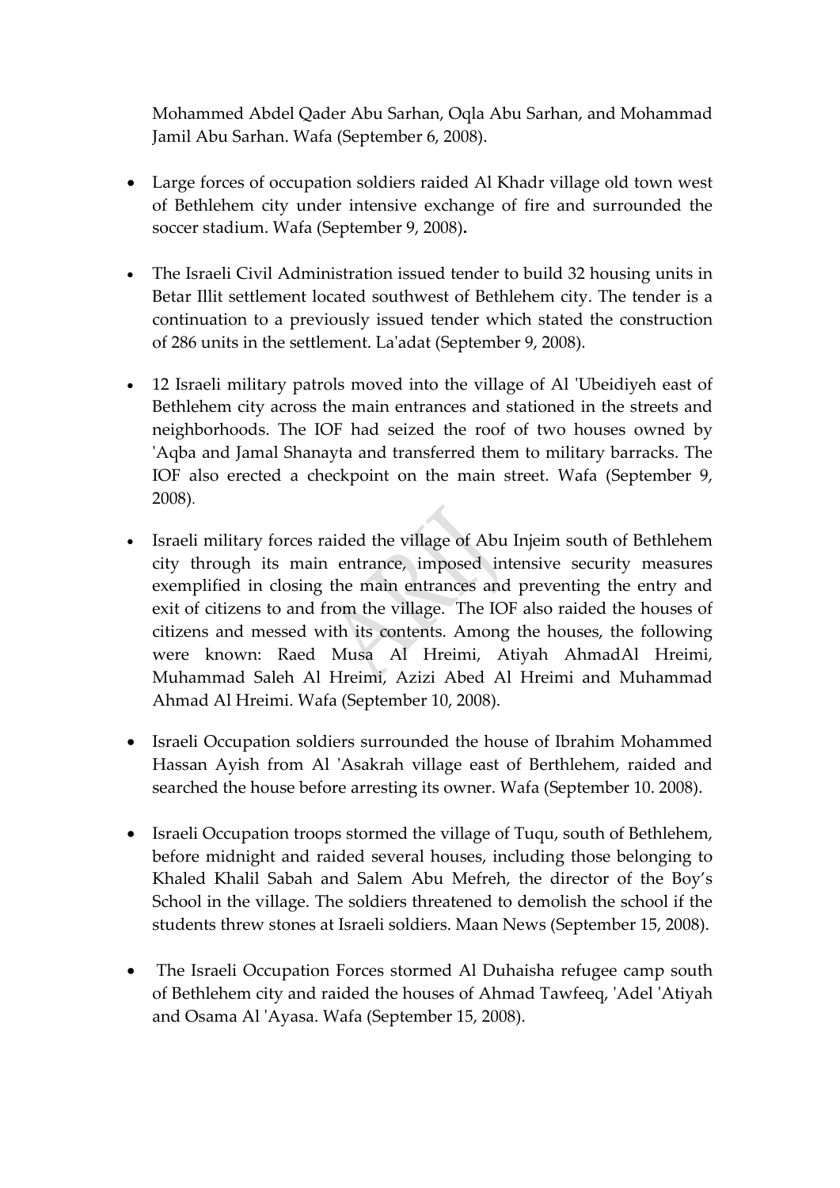Mohammed Abdel Qader Abu Sarhan, Oqla Abu Sarhan, and Mohammad Jamil Abu Sarhan. Wafa (September 6, 2008).

- Large forces of occupation soldiers raided Al Khadr village old town west of Bethlehem city under intensive exchange of fire and surrounded the soccer stadium. Wafa (September 9, 2008).

- The Israeli Civil Administration issued tender to build 32 housing units in Betar Illit settlement located southwest of Bethlehem city. The tender is a continuation to a previously issued tender which stated the construction of 286 units in the settlement. La'adat (September 9, 2008).

- 12 Israeli military patrols moved into the village of Al 'Ubeidiyeh east of Bethlehem city across the main entrances and stationed in the streets and neighborhoods. The IOF had seized the roof of two houses owned by 'Aqba and Jamal Shanayta and transferred them to military barracks. The IOF also erected a checkpoint on the main street. Wafa (September 9, 2008).

- Israeli military forces raided the village of Abu Injeim south of Bethlehem city through its main entrance, imposed intensive security measures exemplified in closing the main entrances and preventing the entry and exit of citizens to and from the village. The IOF also raided the houses of citizens and messed with its contents. Among the houses, the following were known: Raed Musa Al Hreimi, Atiyah AhmadAl Hreimi, Muhammad Saleh Al Hreimi, Azizi Abed Al Hreimi and Muhammad Ahmad Al Hreimi. Wafa (September 10, 2008).

- Israeli Occupation soldiers surrounded the house of Ibrahim Mohammed Hassan Ayish from Al 'Asakrah village east of Berthlehem, raided and searched the house before arresting its owner. Wafa (September 10. 2008).

- Israeli Occupation troops stormed the village of Tuqu, south of Bethlehem, before midnight and raided several houses, including those belonging to Khaled Khalil Sabah and Salem Abu Mefreh, the director of the Boy's School in the village. The soldiers threatened to demolish the school if the students threw stones at Israeli soldiers. Maan News (September 15, 2008).

- The Israeli Occupation Forces stormed Al Duhaisha refugee camp south of Bethlehem city and raided the houses of Ahmad Tawfeeq, 'Adel 'Atiyah and Osama Al 'Ayasa. Wafa (September 15, 2008).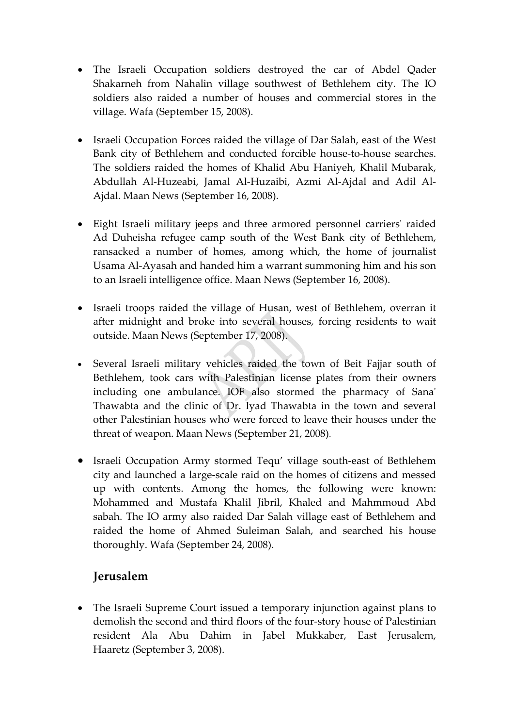- The Israeli Occupation soldiers destroyed the car of Abdel Qader Shakarneh from Nahalin village southwest of Bethlehem city. The IO soldiers also raided a number of houses and commercial stores in the village. Wafa (September 15, 2008).

- Israeli Occupation Forces raided the village of Dar Salah, east of the West Bank city of Bethlehem and conducted forcible house-to-house searches. The soldiers raided the homes of Khalid Abu Haniyeh, Khalil Mubarak, Abdullah Al-Huzeabi, Jamal Al-Huzaibi, Azmi Al-Ajdal and Adil Al-Ajdal. Maan News (September 16, 2008).

- Eight Israeli military jeeps and three armored personnel carriers' raided Ad Duheisha refugee camp south of the West Bank city of Bethlehem, ransacked a number of homes, among which, the home of journalist Usama Al-Ayasah and handed him a warrant summoning him and his son to an Israeli intelligence office. Maan News (September 16, 2008).

- Israeli troops raided the village of Husan, west of Bethlehem, overran it after midnight and broke into several houses, forcing residents to wait outside. Maan News (September 17, 2008).

- Several Israeli military vehicles raided the town of Beit Fajjar south of Bethlehem, took cars with Palestinian license plates from their owners including one ambulance. IOF also stormed the pharmacy of Sana' Thawabta and the clinic of Dr. Iyad Thawabta in the town and several other Palestinian houses who were forced to leave their houses under the threat of weapon. Maan News (September 21, 2008).

- Israeli Occupation Army stormed Tequ' village south-east of Bethlehem city and launched a large-scale raid on the homes of citizens and messed up with contents. Among the homes, the following were known: Mohammed and Mustafa Khalil Jibril, Khaled and Mahmmoud Abd sabah. The IO army also raided Dar Salah village east of Bethlehem and raided the home of Ahmed Suleiman Salah, and searched his house thoroughly. Wafa (September 24, 2008).

## Jerusalem

- The Israeli Supreme Court issued a temporary injunction against plans to demolish the second and third floors of the four-story house of Palestinian resident Ala Abu Dahim in Jabel Mukkaber, East Jerusalem, Haaretz (September 3, 2008).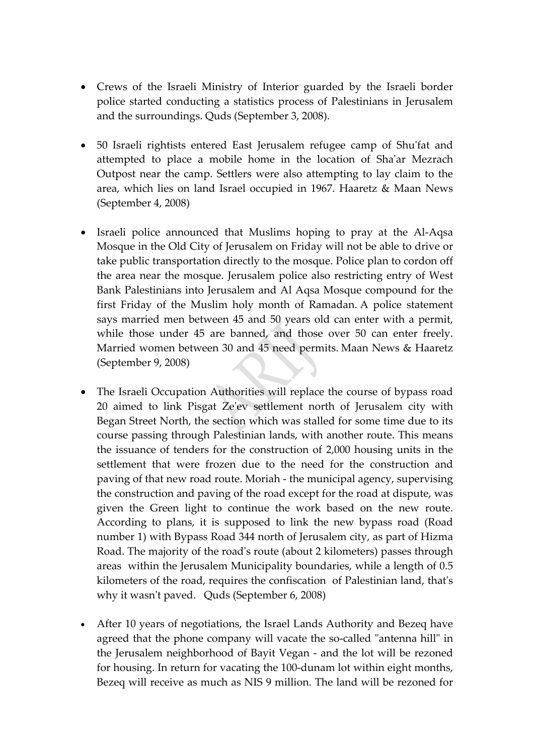- Crews of the Israeli Ministry of Interior guarded by the Israeli border police started conducting a statistics process of Palestinians in Jerusalem and the surroundings. Quds (September 3, 2008).

- 50 Israeli rightists entered East Jerusalem refugee camp of Shu'fat and attempted to place a mobile home in the location of Sha'ar Mezrach Outpost near the camp. Settlers were also attempting to lay claim to the area, which lies on land Israel occupied in 1967. Haaretz & Maan News (September 4, 2008)

- Israeli police announced that Muslims hoping to pray at the Al-Aqsa Mosque in the Old City of Jerusalem on Friday will not be able to drive or take public transportation directly to the mosque. Police plan to cordon off the area near the mosque. Jerusalem police also restricting entry of West Bank Palestinians into Jerusalem and Al Aqsa Mosque compound for the first Friday of the Muslim holy month of Ramadan. A police statement says married men between 45 and 50 years old can enter with a permit, while those under 45 are banned, and those over 50 can enter freely. Married women between 30 and 45 need permits. Maan News & Haaretz (September 9, 2008)

- The Israeli Occupation Authorities will replace the course of bypass road 20 aimed to link Pisgat Ze'ev settlement north of Jerusalem city with Began Street North, the section which was stalled for some time due to its course passing through Palestinian lands, with another route. This means the issuance of tenders for the construction of 2,000 housing units in the settlement that were frozen due to the need for the construction and paving of that new road route. Moriah - the municipal agency, supervising the construction and paving of the road except for the road at dispute, was given the Green light to continue the work based on the new route. According to plans, it is supposed to link the new bypass road (Road number 1) with Bypass Road 344 north of Jerusalem city, as part of Hizma Road. The majority of the road's route (about 2 kilometers) passes through areas within the Jerusalem Municipality boundaries, while a length of 0.5 kilometers of the road, requires the confiscation of Palestinian land, that's why it wasn't paved. Quds (September 6, 2008)

- After 10 years of negotiations, the Israel Lands Authority and Bezeq have agreed that the phone company will vacate the so-called "antenna hill" in the Jerusalem neighborhood of Bayit Vegan - and the lot will be rezoned for housing. In return for vacating the 100-dunam lot within eight months, Bezeq will receive as much as NIS 9 million. The land will be rezoned for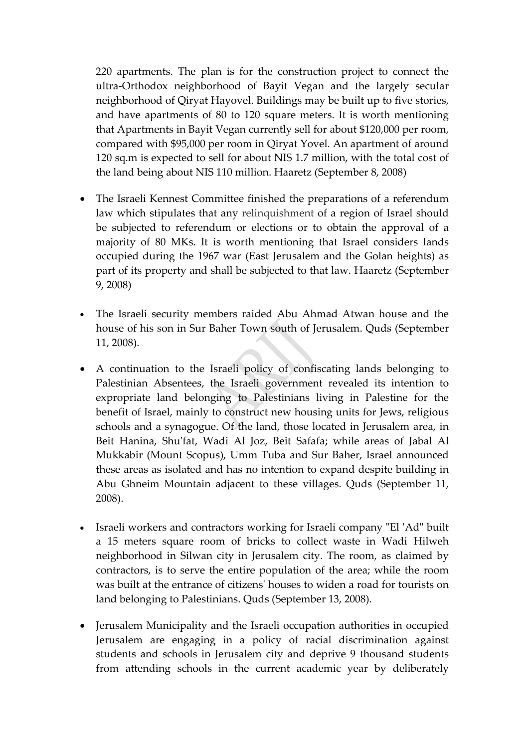220 apartments. The plan is for the construction project to connect the ultra-Orthodox neighborhood of Bayit Vegan and the largely secular neighborhood of Qiryat Hayovel. Buildings may be built up to five stories, and have apartments of 80 to 120 square meters. It is worth mentioning that Apartments in Bayit Vegan currently sell for about $120,000 per room, compared with $95,000 per room in Qiryat Yovel. An apartment of around 120 sq.m is expected to sell for about NIS 1.7 million, with the total cost of the land being about NIS 110 million. Haaretz (September 8, 2008)

- The Israeli Kennest Committee finished the preparations of a referendum law which stipulates that any relinquishment of a region of Israel should be subjected to referendum or elections or to obtain the approval of a majority of 80 MKs. It is worth mentioning that Israel considers lands occupied during the 1967 war (East Jerusalem and the Golan heights) as part of its property and shall be subjected to that law. Haaretz (September 9, 2008)

- The Israeli security members raided Abu Ahmad Atwan house and the house of his son in Sur Baher Town south of Jerusalem. Quds (September 11, 2008).

- A continuation to the Israeli policy of confiscating lands belonging to Palestinian Absentees, the Israeli government revealed its intention to expropriate land belonging to Palestinians living in Palestine for the benefit of Israel, mainly to construct new housing units for Jews, religious schools and a synagogue. Of the land, those located in Jerusalem area, in Beit Hanina, Shu'fat, Wadi Al Joz, Beit Safafa; while areas of Jabal Al Mukkabir (Mount Scopus), Umm Tuba and Sur Baher, Israel announced these areas as isolated and has no intention to expand despite building in Abu Ghneim Mountain adjacent to these villages. Quds (September 11, 2008).

- Israeli workers and contractors working for Israeli company "El 'Ad" built a 15 meters square room of bricks to collect waste in Wadi Hilweh neighborhood in Silwan city in Jerusalem city. The room, as claimed by contractors, is to serve the entire population of the area; while the room was built at the entrance of citizens' houses to widen a road for tourists on land belonging to Palestinians. Quds (September 13, 2008).

- Jerusalem Municipality and the Israeli occupation authorities in occupied Jerusalem are engaging in a policy of racial discrimination against students and schools in Jerusalem city and deprive 9 thousand students from attending schools in the current academic year by deliberately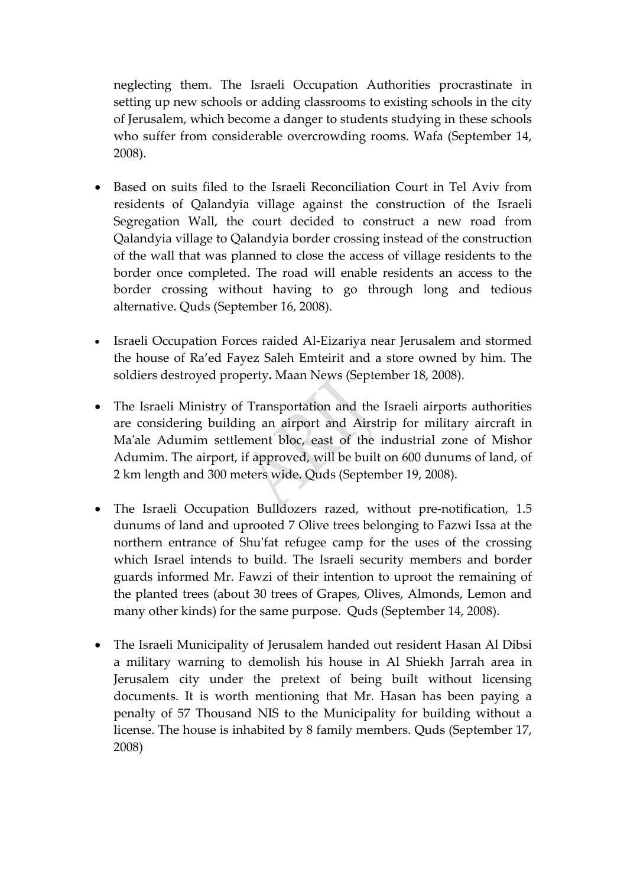neglecting them. The Israeli Occupation Authorities procrastinate in setting up new schools or adding classrooms to existing schools in the city of Jerusalem, which become a danger to students studying in these schools who suffer from considerable overcrowding rooms. Wafa (September 14, 2008).

- Based on suits filed to the Israeli Reconciliation Court in Tel Aviv from residents of Qalandyia village against the construction of the Israeli Segregation Wall, the court decided to construct a new road from Qalandyia village to Qalandyia border crossing instead of the construction of the wall that was planned to close the access of village residents to the border once completed. The road will enable residents an access to the border crossing without having to go through long and tedious alternative. Quds (September 16, 2008).

- Israeli Occupation Forces raided Al-Eizariya near Jerusalem and stormed the house of Ra'ed Fayez Saleh Emteirit and a store owned by him. The soldiers destroyed property**.** Maan News (September 18, 2008).

- The Israeli Ministry of Transportation and the Israeli airports authorities are considering building an airport and Airstrip for military aircraft in Ma'ale Adumim settlement bloc, east of the industrial zone of Mishor Adumim. The airport, if approved, will be built on 600 dunums of land, of 2 km length and 300 meters wide. Quds (September 19, 2008).

- The Israeli Occupation Bulldozers razed, without pre-notification, 1.5 dunums of land and uprooted 7 Olive trees belonging to Fazwi Issa at the northern entrance of Shu'fat refugee camp for the uses of the crossing which Israel intends to build. The Israeli security members and border guards informed Mr. Fawzi of their intention to uproot the remaining of the planted trees (about 30 trees of Grapes, Olives, Almonds, Lemon and many other kinds) for the same purpose. Quds (September 14, 2008).

- The Israeli Municipality of Jerusalem handed out resident Hasan Al Dibsi a military warning to demolish his house in Al Shiekh Jarrah area in Jerusalem city under the pretext of being built without licensing documents. It is worth mentioning that Mr. Hasan has been paying a penalty of 57 Thousand NIS to the Municipality for building without a license. The house is inhabited by 8 family members. Quds (September 17, 2008)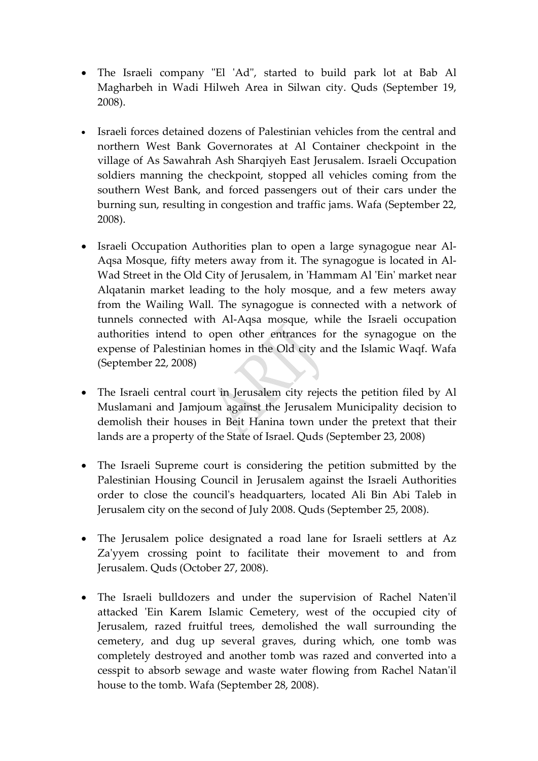- The Israeli company "El 'Ad", started to build park lot at Bab Al Magharbeh in Wadi Hilweh Area in Silwan city. Quds (September 19, 2008).

- Israeli forces detained dozens of Palestinian vehicles from the central and northern West Bank Governorates at Al Container checkpoint in the village of As Sawahrah Ash Sharqiyeh East Jerusalem. Israeli Occupation soldiers manning the checkpoint, stopped all vehicles coming from the southern West Bank, and forced passengers out of their cars under the burning sun, resulting in congestion and traffic jams. Wafa (September 22, 2008).

- Israeli Occupation Authorities plan to open a large synagogue near Al-Aqsa Mosque, fifty meters away from it. The synagogue is located in Al-Wad Street in the Old City of Jerusalem, in 'Hammam Al 'Ein' market near Alqatanin market leading to the holy mosque, and a few meters away from the Wailing Wall. The synagogue is connected with a network of tunnels connected with Al-Aqsa mosque, while the Israeli occupation authorities intend to open other entrances for the synagogue on the expense of Palestinian homes in the Old city and the Islamic Waqf. Wafa (September 22, 2008)

- The Israeli central court in Jerusalem city rejects the petition filed by Al Muslamani and Jamjoum against the Jerusalem Municipality decision to demolish their houses in Beit Hanina town under the pretext that their lands are a property of the State of Israel. Quds (September 23, 2008)

- The Israeli Supreme court is considering the petition submitted by the Palestinian Housing Council in Jerusalem against the Israeli Authorities order to close the council's headquarters, located Ali Bin Abi Taleb in Jerusalem city on the second of July 2008. Quds (September 25, 2008).

- The Jerusalem police designated a road lane for Israeli settlers at Az Za'yyem crossing point to facilitate their movement to and from Jerusalem. Quds (October 27, 2008).

- The Israeli bulldozers and under the supervision of Rachel Naten'il attacked 'Ein Karem Islamic Cemetery, west of the occupied city of Jerusalem, razed fruitful trees, demolished the wall surrounding the cemetery, and dug up several graves, during which, one tomb was completely destroyed and another tomb was razed and converted into a cesspit to absorb sewage and waste water flowing from Rachel Natan'il house to the tomb. Wafa (September 28, 2008).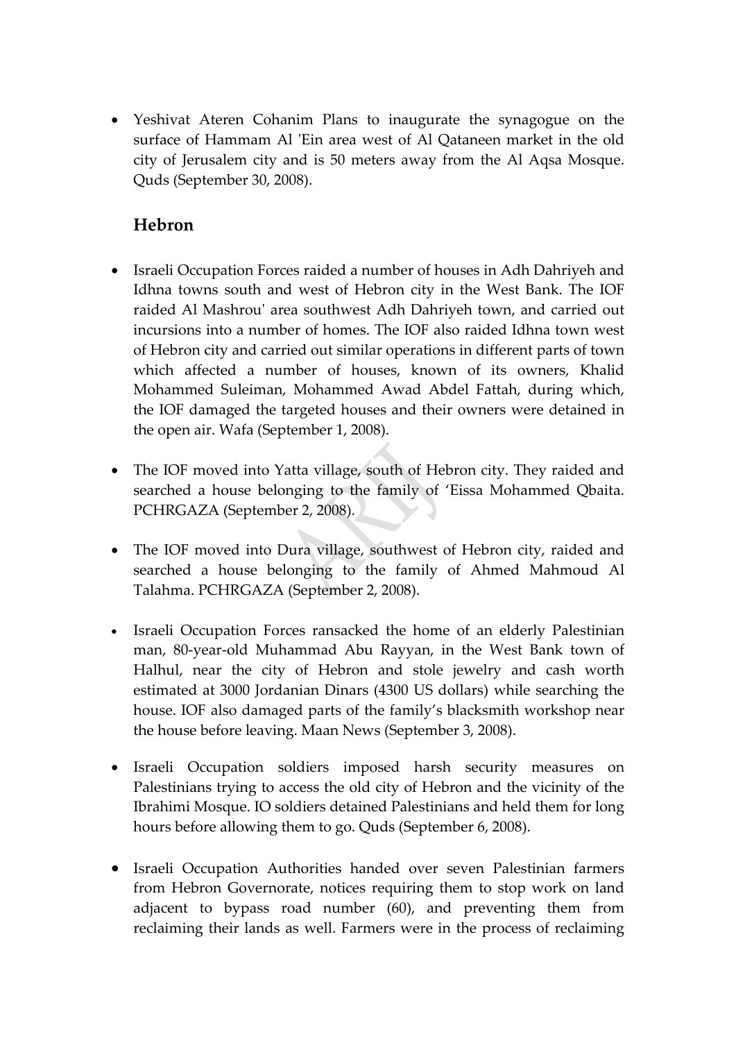- Yeshivat Ateren Cohanim Plans to inaugurate the synagogue on the surface of Hammam Al 'Ein area west of Al Qataneen market in the old city of Jerusalem city and is 50 meters away from the Al Aqsa Mosque. Quds (September 30, 2008).

## Hebron

- Israeli Occupation Forces raided a number of houses in Adh Dahriyeh and Idhna towns south and west of Hebron city in the West Bank. The IOF raided Al Mashrou' area southwest Adh Dahriyeh town, and carried out incursions into a number of homes. The IOF also raided Idhna town west of Hebron city and carried out similar operations in different parts of town which affected a number of houses, known of its owners, Khalid Mohammed Suleiman, Mohammed Awad Abdel Fattah, during which, the IOF damaged the targeted houses and their owners were detained in the open air. Wafa (September 1, 2008).

- The IOF moved into Yatta village, south of Hebron city. They raided and searched a house belonging to the family of 'Eissa Mohammed Qbaita. PCHRGAZA (September 2, 2008).

- The IOF moved into Dura village, southwest of Hebron city, raided and searched a house belonging to the family of Ahmed Mahmoud Al Talahma. PCHRGAZA (September 2, 2008).

- Israeli Occupation Forces ransacked the home of an elderly Palestinian man, 80-year-old Muhammad Abu Rayyan, in the West Bank town of Halhul, near the city of Hebron and stole jewelry and cash worth estimated at 3000 Jordanian Dinars (4300 US dollars) while searching the house. IOF also damaged parts of the family's blacksmith workshop near the house before leaving. Maan News (September 3, 2008).

- Israeli Occupation soldiers imposed harsh security measures on Palestinians trying to access the old city of Hebron and the vicinity of the Ibrahimi Mosque. IO soldiers detained Palestinians and held them for long hours before allowing them to go. Quds (September 6, 2008).

- Israeli Occupation Authorities handed over seven Palestinian farmers from Hebron Governorate, notices requiring them to stop work on land adjacent to bypass road number (60), and preventing them from reclaiming their lands as well. Farmers were in the process of reclaiming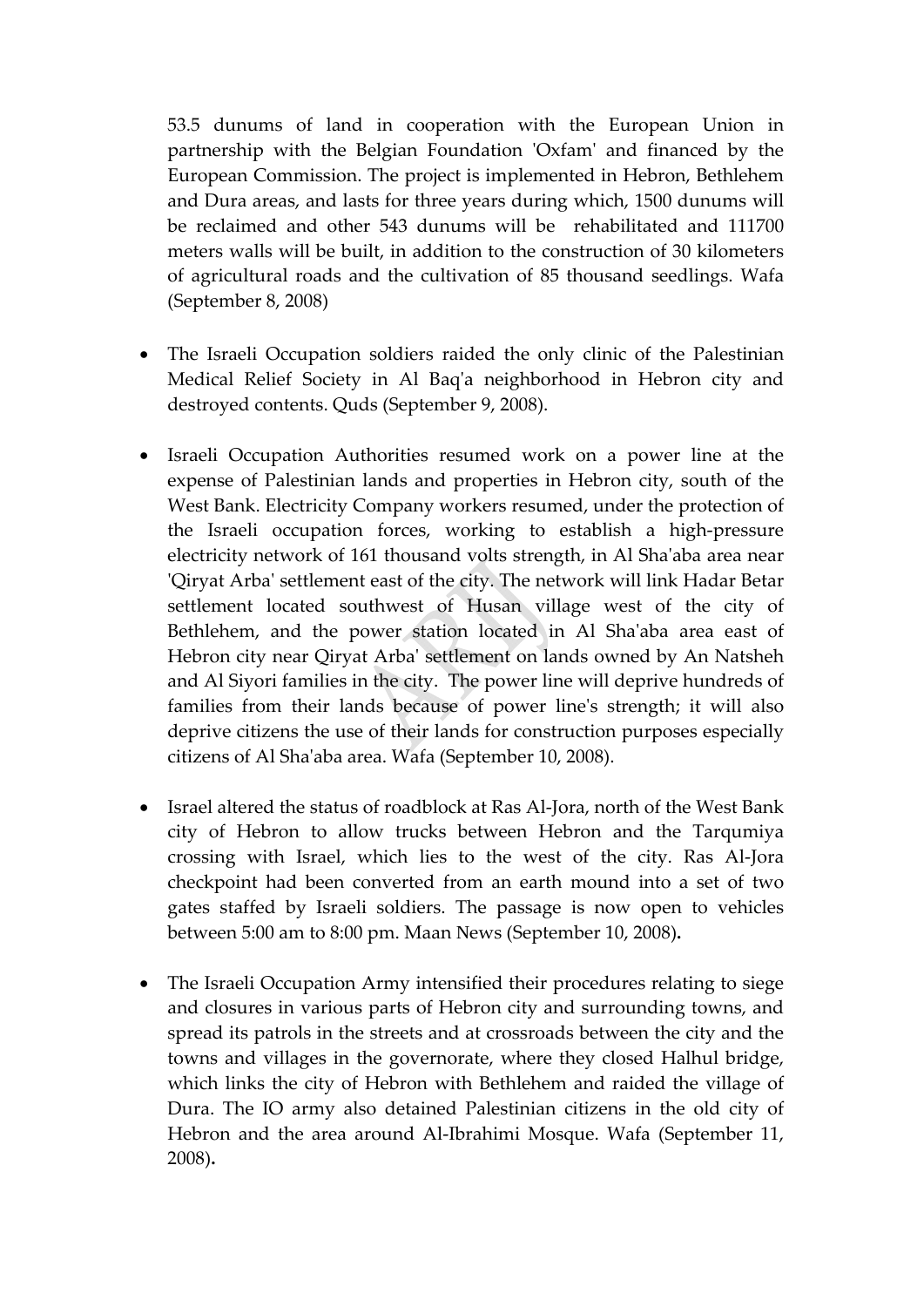53.5 dunums of land in cooperation with the European Union in partnership with the Belgian Foundation 'Oxfam' and financed by the European Commission. The project is implemented in Hebron, Bethlehem and Dura areas, and lasts for three years during which, 1500 dunums will be reclaimed and other 543 dunums will be rehabilitated and 111700 meters walls will be built, in addition to the construction of 30 kilometers of agricultural roads and the cultivation of 85 thousand seedlings. Wafa (September 8, 2008)

- The Israeli Occupation soldiers raided the only clinic of the Palestinian Medical Relief Society in Al Baq'a neighborhood in Hebron city and destroyed contents. Quds (September 9, 2008).

- Israeli Occupation Authorities resumed work on a power line at the expense of Palestinian lands and properties in Hebron city, south of the West Bank. Electricity Company workers resumed, under the protection of the Israeli occupation forces, working to establish a high-pressure electricity network of 161 thousand volts strength, in Al Sha'aba area near 'Qiryat Arba' settlement east of the city. The network will link Hadar Betar settlement located southwest of Husan village west of the city of Bethlehem, and the power station located in Al Sha'aba area east of Hebron city near Qiryat Arba' settlement on lands owned by An Natsheh and Al Siyori families in the city. The power line will deprive hundreds of families from their lands because of power line's strength; it will also deprive citizens the use of their lands for construction purposes especially citizens of Al Sha'aba area. Wafa (September 10, 2008).

- Israel altered the status of roadblock at Ras Al-Jora, north of the West Bank city of Hebron to allow trucks between Hebron and the Tarqumiya crossing with Israel, which lies to the west of the city. Ras Al-Jora checkpoint had been converted from an earth mound into a set of two gates staffed by Israeli soldiers. The passage is now open to vehicles between 5:00 am to 8:00 pm. Maan News (September 10, 2008)**.**

- The Israeli Occupation Army intensified their procedures relating to siege and closures in various parts of Hebron city and surrounding towns, and spread its patrols in the streets and at crossroads between the city and the towns and villages in the governorate, where they closed Halhul bridge, which links the city of Hebron with Bethlehem and raided the village of Dura. The IO army also detained Palestinian citizens in the old city of Hebron and the area around Al-Ibrahimi Mosque. Wafa (September 11, 2008)**.**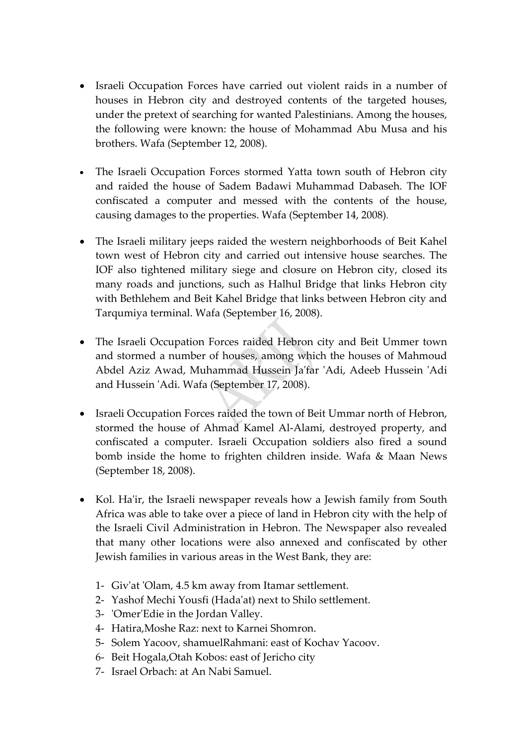- Israeli Occupation Forces have carried out violent raids in a number of houses in Hebron city and destroyed contents of the targeted houses, under the pretext of searching for wanted Palestinians. Among the houses, the following were known: the house of Mohammad Abu Musa and his brothers. Wafa (September 12, 2008).

- The Israeli Occupation Forces stormed Yatta town south of Hebron city and raided the house of Sadem Badawi Muhammad Dabaseh. The IOF confiscated a computer and messed with the contents of the house, causing damages to the properties. Wafa (September 14, 2008).

- The Israeli military jeeps raided the western neighborhoods of Beit Kahel town west of Hebron city and carried out intensive house searches. The IOF also tightened military siege and closure on Hebron city, closed its many roads and junctions, such as Halhul Bridge that links Hebron city with Bethlehem and Beit Kahel Bridge that links between Hebron city and Tarqumiya terminal. Wafa (September 16, 2008).

- The Israeli Occupation Forces raided Hebron city and Beit Ummer town and stormed a number of houses, among which the houses of Mahmoud Abdel Aziz Awad, Muhammad Hussein Ja'far 'Adi, Adeeb Hussein 'Adi and Hussein 'Adi. Wafa (September 17, 2008).

- Israeli Occupation Forces raided the town of Beit Ummar north of Hebron, stormed the house of Ahmad Kamel Al-Alami, destroyed property, and confiscated a computer. Israeli Occupation soldiers also fired a sound bomb inside the home to frighten children inside. Wafa & Maan News (September 18, 2008).

- Kol. Ha'ir, the Israeli newspaper reveals how a Jewish family from South Africa was able to take over a piece of land in Hebron city with the help of the Israeli Civil Administration in Hebron. The Newspaper also revealed that many other locations were also annexed and confiscated by other Jewish families in various areas in the West Bank, they are:

  1- Giv'at 'Olam, 4.5 km away from Itamar settlement.
  2- Yashof Mechi Yousfi (Hada'at) next to Shilo settlement.
  3- 'Omer'Edie in the Jordan Valley.
  4- Hatira,Moshe Raz: next to Karnei Shomron.
  5- Solem Yacoov, shamuelRahmani: east of Kochav Yacoov.
  6- Beit Hogala,Otah Kobos: east of Jericho city
  7- Israel Orbach: at An Nabi Samuel.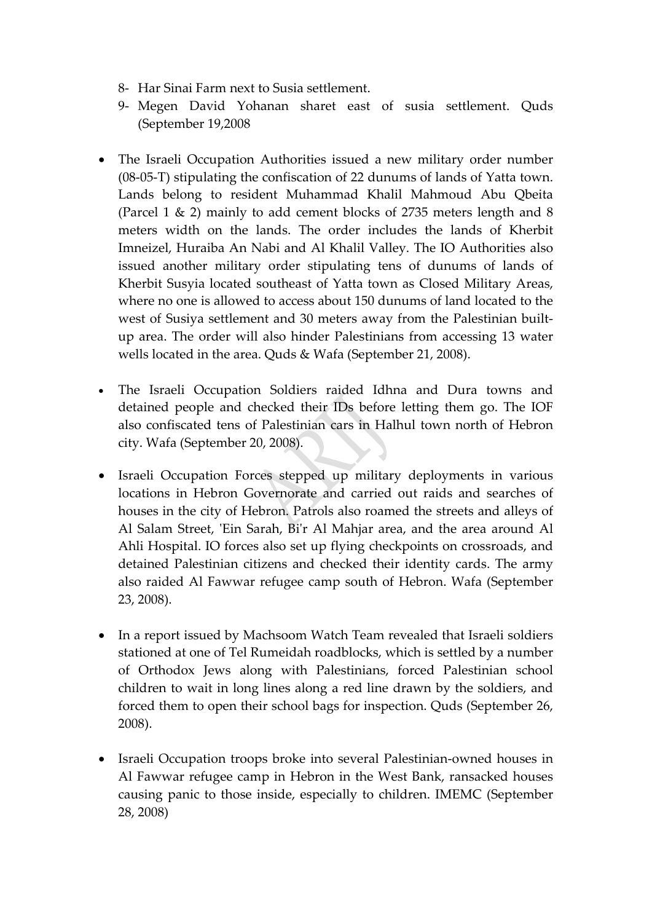8- Har Sinai Farm next to Susia settlement.
9- Megen David Yohanan sharet east of susia settlement. Quds (September 19,2008

- The Israeli Occupation Authorities issued a new military order number (08-05-T) stipulating the confiscation of 22 dunums of lands of Yatta town. Lands belong to resident Muhammad Khalil Mahmoud Abu Qbeita (Parcel 1 & 2) mainly to add cement blocks of 2735 meters length and 8 meters width on the lands. The order includes the lands of Kherbit Imneizel, Huraiba An Nabi and Al Khalil Valley. The IO Authorities also issued another military order stipulating tens of dunums of lands of Kherbit Susyia located southeast of Yatta town as Closed Military Areas, where no one is allowed to access about 150 dunums of land located to the west of Susiya settlement and 30 meters away from the Palestinian built-up area. The order will also hinder Palestinians from accessing 13 water wells located in the area. Quds & Wafa (September 21, 2008).

- The Israeli Occupation Soldiers raided Idhna and Dura towns and detained people and checked their IDs before letting them go. The IOF also confiscated tens of Palestinian cars in Halhul town north of Hebron city. Wafa (September 20, 2008).

- Israeli Occupation Forces stepped up military deployments in various locations in Hebron Governorate and carried out raids and searches of houses in the city of Hebron. Patrols also roamed the streets and alleys of Al Salam Street, 'Ein Sarah, Bi'r Al Mahjar area, and the area around Al Ahli Hospital. IO forces also set up flying checkpoints on crossroads, and detained Palestinian citizens and checked their identity cards. The army also raided Al Fawwar refugee camp south of Hebron. Wafa (September 23, 2008).

- In a report issued by Machsoom Watch Team revealed that Israeli soldiers stationed at one of Tel Rumeidah roadblocks, which is settled by a number of Orthodox Jews along with Palestinians, forced Palestinian school children to wait in long lines along a red line drawn by the soldiers, and forced them to open their school bags for inspection. Quds (September 26, 2008).

- Israeli Occupation troops broke into several Palestinian-owned houses in Al Fawwar refugee camp in Hebron in the West Bank, ransacked houses causing panic to those inside, especially to children. IMEMC (September 28, 2008)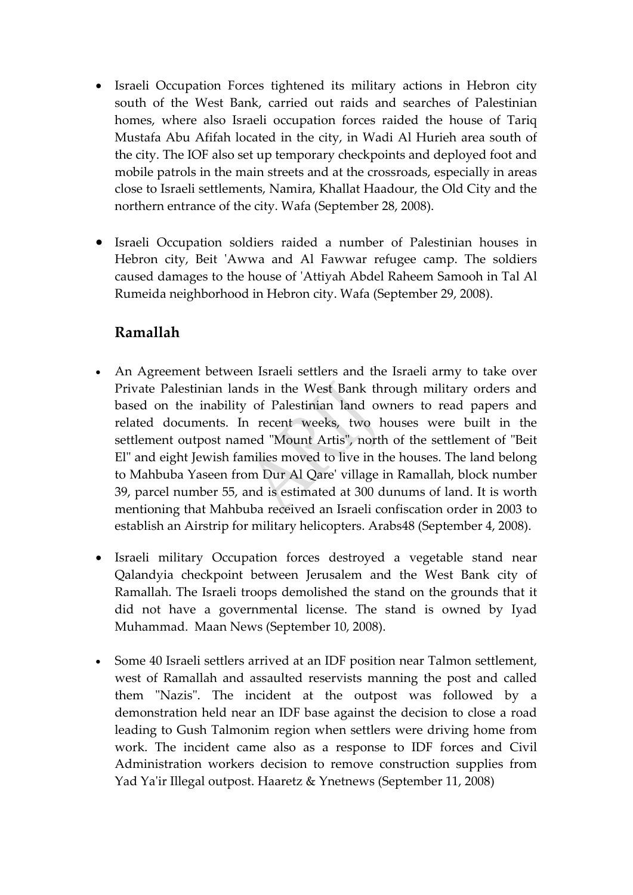- Israeli Occupation Forces tightened its military actions in Hebron city south of the West Bank, carried out raids and searches of Palestinian homes, where also Israeli occupation forces raided the house of Tariq Mustafa Abu Afifah located in the city, in Wadi Al Hurieh area south of the city. The IOF also set up temporary checkpoints and deployed foot and mobile patrols in the main streets and at the crossroads, especially in areas close to Israeli settlements, Namira, Khallat Haadour, the Old City and the northern entrance of the city. Wafa (September 28, 2008).

- Israeli Occupation soldiers raided a number of Palestinian houses in Hebron city, Beit 'Awwa and Al Fawwar refugee camp. The soldiers caused damages to the house of 'Attiyah Abdel Raheem Samooh in Tal Al Rumeida neighborhood in Hebron city. Wafa (September 29, 2008).

## Ramallah

- An Agreement between Israeli settlers and the Israeli army to take over Private Palestinian lands in the West Bank through military orders and based on the inability of Palestinian land owners to read papers and related documents. In recent weeks, two houses were built in the settlement outpost named "Mount Artis", north of the settlement of "Beit El" and eight Jewish families moved to live in the houses. The land belong to Mahbuba Yaseen from Dur Al Qare' village in Ramallah, block number 39, parcel number 55, and is estimated at 300 dunums of land. It is worth mentioning that Mahbuba received an Israeli confiscation order in 2003 to establish an Airstrip for military helicopters. Arabs48 (September 4, 2008).

- Israeli military Occupation forces destroyed a vegetable stand near Qalandyia checkpoint between Jerusalem and the West Bank city of Ramallah. The Israeli troops demolished the stand on the grounds that it did not have a governmental license. The stand is owned by Iyad Muhammad. Maan News (September 10, 2008).

- Some 40 Israeli settlers arrived at an IDF position near Talmon settlement, west of Ramallah and assaulted reservists manning the post and called them "Nazis". The incident at the outpost was followed by a demonstration held near an IDF base against the decision to close a road leading to Gush Talmonim region when settlers were driving home from work. The incident came also as a response to IDF forces and Civil Administration workers decision to remove construction supplies from Yad Ya'ir Illegal outpost. Haaretz & Ynetnews (September 11, 2008)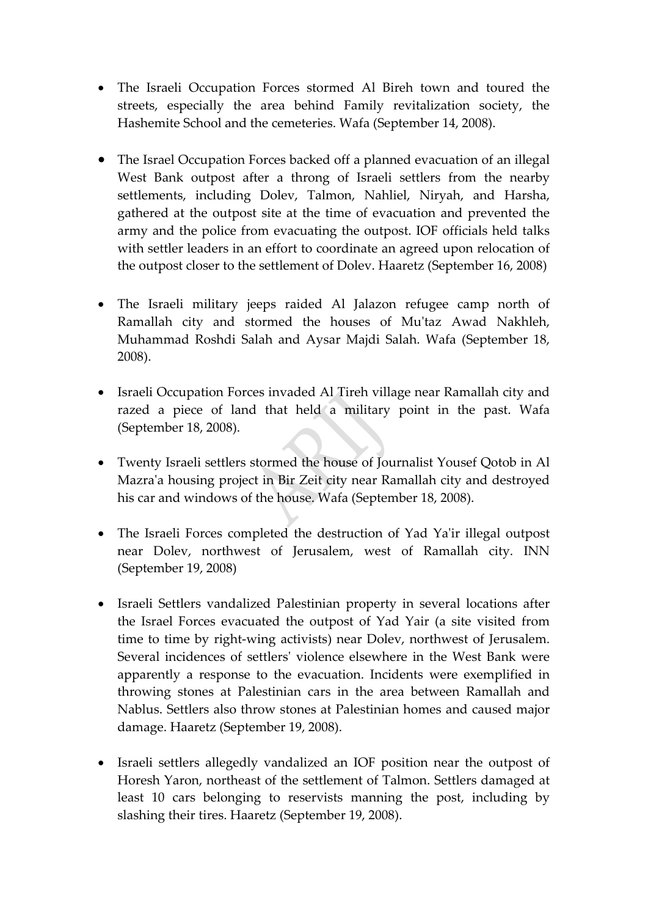- The Israeli Occupation Forces stormed Al Bireh town and toured the streets, especially the area behind Family revitalization society, the Hashemite School and the cemeteries. Wafa (September 14, 2008).

- The Israel Occupation Forces backed off a planned evacuation of an illegal West Bank outpost after a throng of Israeli settlers from the nearby settlements, including Dolev, Talmon, Nahliel, Niryah, and Harsha, gathered at the outpost site at the time of evacuation and prevented the army and the police from evacuating the outpost. IOF officials held talks with settler leaders in an effort to coordinate an agreed upon relocation of the outpost closer to the settlement of Dolev. Haaretz (September 16, 2008)

- The Israeli military jeeps raided Al Jalazon refugee camp north of Ramallah city and stormed the houses of Mu'taz Awad Nakhleh, Muhammad Roshdi Salah and Aysar Majdi Salah. Wafa (September 18, 2008).

- Israeli Occupation Forces invaded Al Tireh village near Ramallah city and razed a piece of land that held a military point in the past. Wafa (September 18, 2008).

- Twenty Israeli settlers stormed the house of Journalist Yousef Qotob in Al Mazra'a housing project in Bir Zeit city near Ramallah city and destroyed his car and windows of the house. Wafa (September 18, 2008).

- The Israeli Forces completed the destruction of Yad Ya'ir illegal outpost near Dolev, northwest of Jerusalem, west of Ramallah city. INN (September 19, 2008)

- Israeli Settlers vandalized Palestinian property in several locations after the Israel Forces evacuated the outpost of Yad Yair (a site visited from time to time by right-wing activists) near Dolev, northwest of Jerusalem. Several incidences of settlers' violence elsewhere in the West Bank were apparently a response to the evacuation. Incidents were exemplified in throwing stones at Palestinian cars in the area between Ramallah and Nablus. Settlers also throw stones at Palestinian homes and caused major damage. Haaretz (September 19, 2008).

- Israeli settlers allegedly vandalized an IOF position near the outpost of Horesh Yaron, northeast of the settlement of Talmon. Settlers damaged at least 10 cars belonging to reservists manning the post, including by slashing their tires. Haaretz (September 19, 2008).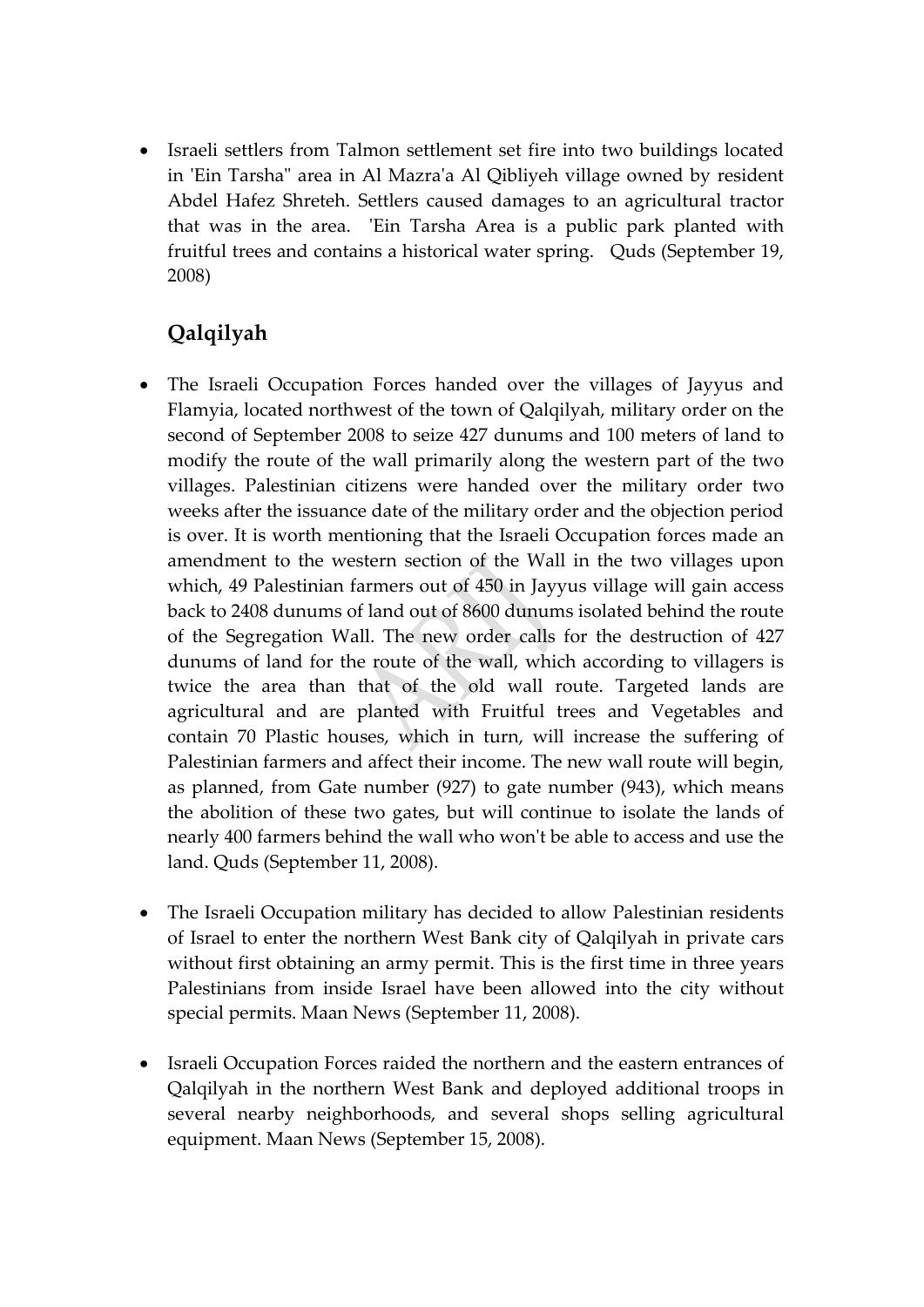- Israeli settlers from Talmon settlement set fire into two buildings located in 'Ein Tarsha" area in Al Mazra'a Al Qibliyeh village owned by resident Abdel Hafez Shreteh. Settlers caused damages to an agricultural tractor that was in the area. 'Ein Tarsha Area is a public park planted with fruitful trees and contains a historical water spring. Quds (September 19, 2008)

## Qalqilyah

- The Israeli Occupation Forces handed over the villages of Jayyus and Flamyia, located northwest of the town of Qalqilyah, military order on the second of September 2008 to seize 427 dunums and 100 meters of land to modify the route of the wall primarily along the western part of the two villages. Palestinian citizens were handed over the military order two weeks after the issuance date of the military order and the objection period is over. It is worth mentioning that the Israeli Occupation forces made an amendment to the western section of the Wall in the two villages upon which, 49 Palestinian farmers out of 450 in Jayyus village will gain access back to 2408 dunums of land out of 8600 dunums isolated behind the route of the Segregation Wall. The new order calls for the destruction of 427 dunums of land for the route of the wall, which according to villagers is twice the area than that of the old wall route. Targeted lands are agricultural and are planted with Fruitful trees and Vegetables and contain 70 Plastic houses, which in turn, will increase the suffering of Palestinian farmers and affect their income. The new wall route will begin, as planned, from Gate number (927) to gate number (943), which means the abolition of these two gates, but will continue to isolate the lands of nearly 400 farmers behind the wall who won't be able to access and use the land. Quds (September 11, 2008).

- The Israeli Occupation military has decided to allow Palestinian residents of Israel to enter the northern West Bank city of Qalqilyah in private cars without first obtaining an army permit. This is the first time in three years Palestinians from inside Israel have been allowed into the city without special permits. Maan News (September 11, 2008).

- Israeli Occupation Forces raided the northern and the eastern entrances of Qalqilyah in the northern West Bank and deployed additional troops in several nearby neighborhoods, and several shops selling agricultural equipment. Maan News (September 15, 2008).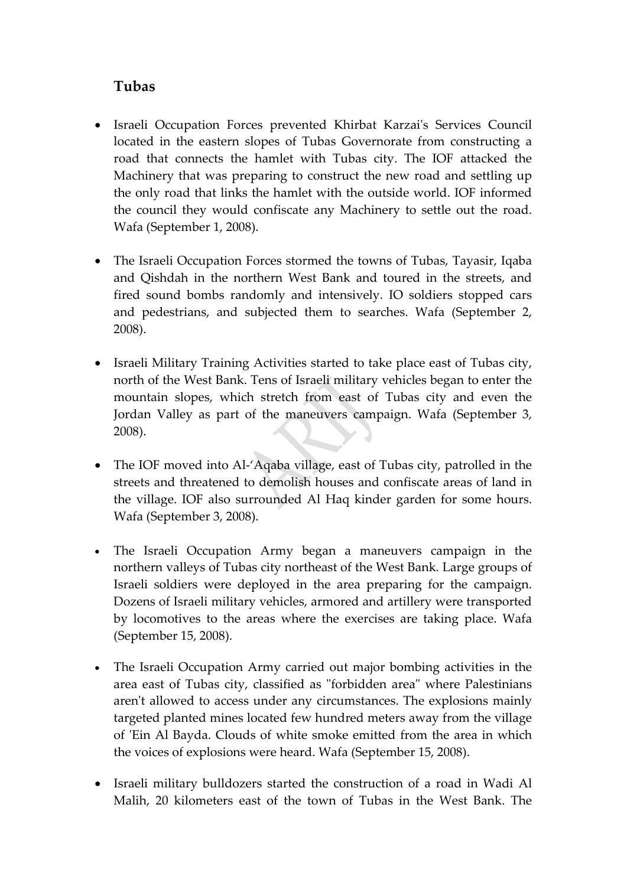### Tubas

- Israeli Occupation Forces prevented Khirbat Karzai's Services Council located in the eastern slopes of Tubas Governorate from constructing a road that connects the hamlet with Tubas city. The IOF attacked the Machinery that was preparing to construct the new road and settling up the only road that links the hamlet with the outside world. IOF informed the council they would confiscate any Machinery to settle out the road. Wafa (September 1, 2008).

- The Israeli Occupation Forces stormed the towns of Tubas, Tayasir, Iqaba and Qishdah in the northern West Bank and toured in the streets, and fired sound bombs randomly and intensively. IO soldiers stopped cars and pedestrians, and subjected them to searches. Wafa (September 2, 2008).

- Israeli Military Training Activities started to take place east of Tubas city, north of the West Bank. Tens of Israeli military vehicles began to enter the mountain slopes, which stretch from east of Tubas city and even the Jordan Valley as part of the maneuvers campaign. Wafa (September 3, 2008).

- The IOF moved into Al-'Aqaba village, east of Tubas city, patrolled in the streets and threatened to demolish houses and confiscate areas of land in the village. IOF also surrounded Al Haq kinder garden for some hours. Wafa (September 3, 2008).

- The Israeli Occupation Army began a maneuvers campaign in the northern valleys of Tubas city northeast of the West Bank. Large groups of Israeli soldiers were deployed in the area preparing for the campaign. Dozens of Israeli military vehicles, armored and artillery were transported by locomotives to the areas where the exercises are taking place. Wafa (September 15, 2008).

- The Israeli Occupation Army carried out major bombing activities in the area east of Tubas city, classified as "forbidden area" where Palestinians aren't allowed to access under any circumstances. The explosions mainly targeted planted mines located few hundred meters away from the village of 'Ein Al Bayda. Clouds of white smoke emitted from the area in which the voices of explosions were heard. Wafa (September 15, 2008).

- Israeli military bulldozers started the construction of a road in Wadi Al Malih, 20 kilometers east of the town of Tubas in the West Bank. The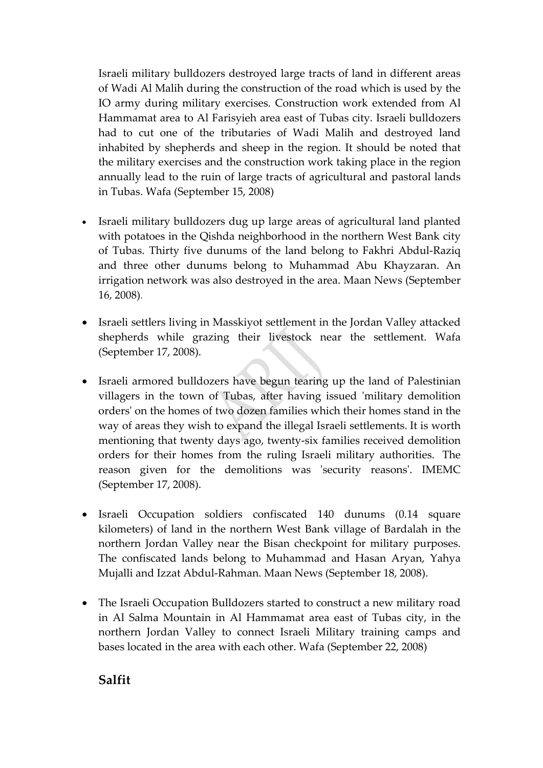Israeli military bulldozers destroyed large tracts of land in different areas of Wadi Al Malih during the construction of the road which is used by the IO army during military exercises. Construction work extended from Al Hammamat area to Al Farisyieh area east of Tubas city. Israeli bulldozers had to cut one of the tributaries of Wadi Malih and destroyed land inhabited by shepherds and sheep in the region. It should be noted that the military exercises and the construction work taking place in the region annually lead to the ruin of large tracts of agricultural and pastoral lands in Tubas. Wafa (September 15, 2008)

- Israeli military bulldozers dug up large areas of agricultural land planted with potatoes in the Qishda neighborhood in the northern West Bank city of Tubas. Thirty five dunums of the land belong to Fakhri Abdul-Raziq and three other dunums belong to Muhammad Abu Khayzaran. An irrigation network was also destroyed in the area. Maan News (September 16, 2008).

- Israeli settlers living in Masskiyot settlement in the Jordan Valley attacked shepherds while grazing their livestock near the settlement. Wafa (September 17, 2008).

- Israeli armored bulldozers have begun tearing up the land of Palestinian villagers in the town of Tubas, after having issued 'military demolition orders' on the homes of two dozen families which their homes stand in the way of areas they wish to expand the illegal Israeli settlements. It is worth mentioning that twenty days ago, twenty-six families received demolition orders for their homes from the ruling Israeli military authorities. The reason given for the demolitions was 'security reasons'. IMEMC (September 17, 2008).

- Israeli Occupation soldiers confiscated 140 dunums (0.14 square kilometers) of land in the northern West Bank village of Bardalah in the northern Jordan Valley near the Bisan checkpoint for military purposes. The confiscated lands belong to Muhammad and Hasan Aryan, Yahya Mujalli and Izzat Abdul-Rahman. Maan News (September 18, 2008).

- The Israeli Occupation Bulldozers started to construct a new military road in Al Salma Mountain in Al Hammamat area east of Tubas city, in the northern Jordan Valley to connect Israeli Military training camps and bases located in the area with each other. Wafa (September 22, 2008)

## Salfit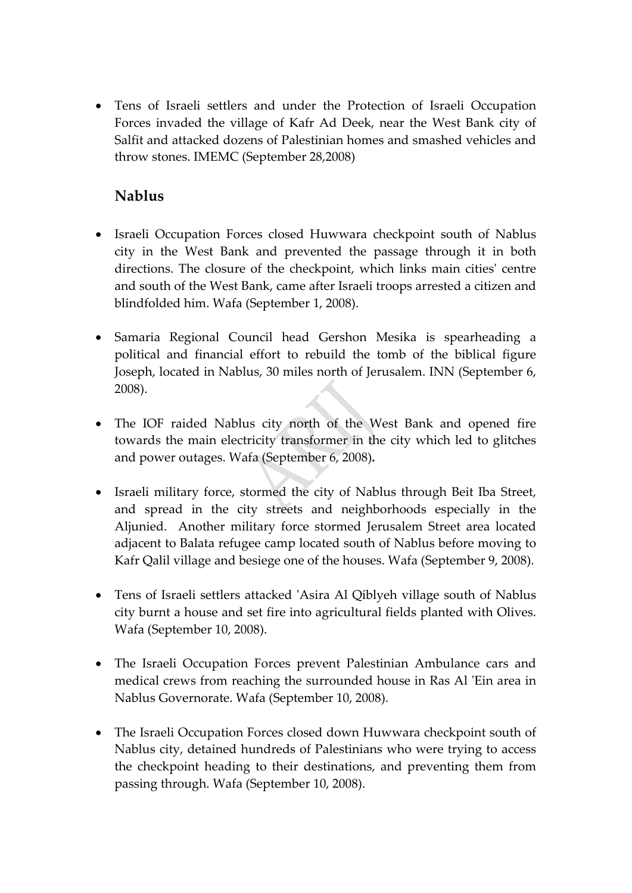- Tens of Israeli settlers and under the Protection of Israeli Occupation Forces invaded the village of Kafr Ad Deek, near the West Bank city of Salfit and attacked dozens of Palestinian homes and smashed vehicles and throw stones. IMEMC (September 28,2008)

### Nablus

- Israeli Occupation Forces closed Huwwara checkpoint south of Nablus city in the West Bank and prevented the passage through it in both directions. The closure of the checkpoint, which links main cities' centre and south of the West Bank, came after Israeli troops arrested a citizen and blindfolded him. Wafa (September 1, 2008).

- Samaria Regional Council head Gershon Mesika is spearheading a political and financial effort to rebuild the tomb of the biblical figure Joseph, located in Nablus, 30 miles north of Jerusalem. INN (September 6, 2008).

- The IOF raided Nablus city north of the West Bank and opened fire towards the main electricity transformer in the city which led to glitches and power outages. Wafa (September 6, 2008).

- Israeli military force, stormed the city of Nablus through Beit Iba Street, and spread in the city streets and neighborhoods especially in the Aljunied. Another military force stormed Jerusalem Street area located adjacent to Balata refugee camp located south of Nablus before moving to Kafr Qalil village and besiege one of the houses. Wafa (September 9, 2008).

- Tens of Israeli settlers attacked 'Asira Al Qiblyeh village south of Nablus city burnt a house and set fire into agricultural fields planted with Olives. Wafa (September 10, 2008).

- The Israeli Occupation Forces prevent Palestinian Ambulance cars and medical crews from reaching the surrounded house in Ras Al 'Ein area in Nablus Governorate. Wafa (September 10, 2008).

- The Israeli Occupation Forces closed down Huwwara checkpoint south of Nablus city, detained hundreds of Palestinians who were trying to access the checkpoint heading to their destinations, and preventing them from passing through. Wafa (September 10, 2008).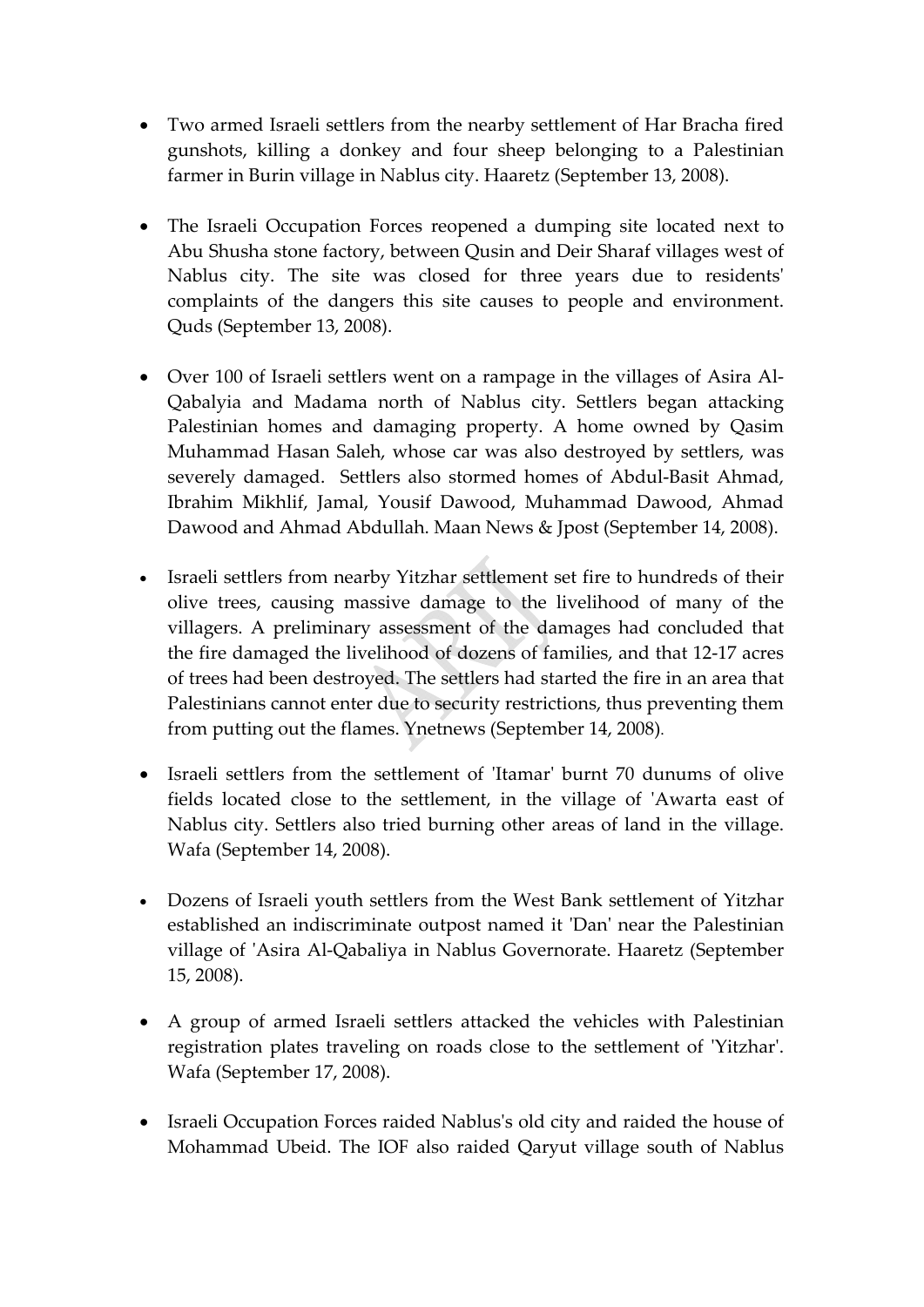- Two armed Israeli settlers from the nearby settlement of Har Bracha fired gunshots, killing a donkey and four sheep belonging to a Palestinian farmer in Burin village in Nablus city. Haaretz (September 13, 2008).

- The Israeli Occupation Forces reopened a dumping site located next to Abu Shusha stone factory, between Qusin and Deir Sharaf villages west of Nablus city. The site was closed for three years due to residents' complaints of the dangers this site causes to people and environment. Quds (September 13, 2008).

- Over 100 of Israeli settlers went on a rampage in the villages of Asira Al-Qabalyia and Madama north of Nablus city. Settlers began attacking Palestinian homes and damaging property. A home owned by Qasim Muhammad Hasan Saleh, whose car was also destroyed by settlers, was severely damaged. Settlers also stormed homes of Abdul-Basit Ahmad, Ibrahim Mikhlif, Jamal, Yousif Dawood, Muhammad Dawood, Ahmad Dawood and Ahmad Abdullah. Maan News & Jpost (September 14, 2008).

- Israeli settlers from nearby Yitzhar settlement set fire to hundreds of their olive trees, causing massive damage to the livelihood of many of the villagers. A preliminary assessment of the damages had concluded that the fire damaged the livelihood of dozens of families, and that 12-17 acres of trees had been destroyed. The settlers had started the fire in an area that Palestinians cannot enter due to security restrictions, thus preventing them from putting out the flames. Ynetnews (September 14, 2008).

- Israeli settlers from the settlement of 'Itamar' burnt 70 dunums of olive fields located close to the settlement, in the village of 'Awarta east of Nablus city. Settlers also tried burning other areas of land in the village. Wafa (September 14, 2008).

- Dozens of Israeli youth settlers from the West Bank settlement of Yitzhar established an indiscriminate outpost named it 'Dan' near the Palestinian village of 'Asira Al-Qabaliya in Nablus Governorate. Haaretz (September 15, 2008).

- A group of armed Israeli settlers attacked the vehicles with Palestinian registration plates traveling on roads close to the settlement of 'Yitzhar'. Wafa (September 17, 2008).

- Israeli Occupation Forces raided Nablus's old city and raided the house of Mohammad Ubeid. The IOF also raided Qaryut village south of Nablus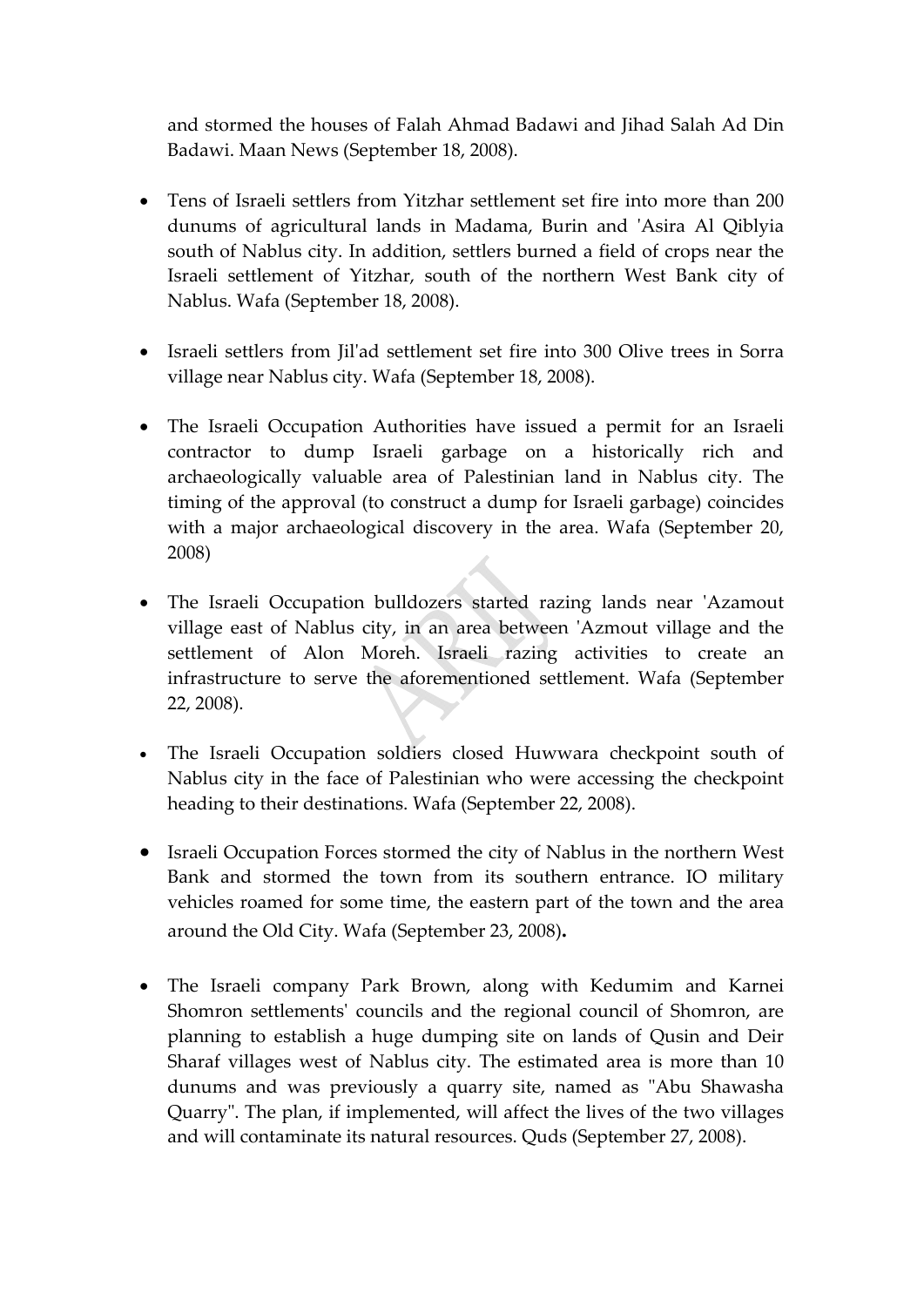and stormed the houses of Falah Ahmad Badawi and Jihad Salah Ad Din Badawi. Maan News (September 18, 2008).

- Tens of Israeli settlers from Yitzhar settlement set fire into more than 200 dunums of agricultural lands in Madama, Burin and 'Asira Al Qiblyia south of Nablus city. In addition, settlers burned a field of crops near the Israeli settlement of Yitzhar, south of the northern West Bank city of Nablus. Wafa (September 18, 2008).

- Israeli settlers from Jil'ad settlement set fire into 300 Olive trees in Sorra village near Nablus city. Wafa (September 18, 2008).

- The Israeli Occupation Authorities have issued a permit for an Israeli contractor to dump Israeli garbage on a historically rich and archaeologically valuable area of Palestinian land in Nablus city. The timing of the approval (to construct a dump for Israeli garbage) coincides with a major archaeological discovery in the area. Wafa (September 20, 2008)

- The Israeli Occupation bulldozers started razing lands near 'Azamout village east of Nablus city, in an area between 'Azmout village and the settlement of Alon Moreh. Israeli razing activities to create an infrastructure to serve the aforementioned settlement. Wafa (September 22, 2008).

- The Israeli Occupation soldiers closed Huwwara checkpoint south of Nablus city in the face of Palestinian who were accessing the checkpoint heading to their destinations. Wafa (September 22, 2008).

- Israeli Occupation Forces stormed the city of Nablus in the northern West Bank and stormed the town from its southern entrance. IO military vehicles roamed for some time, the eastern part of the town and the area around the Old City. Wafa (September 23, 2008).

- The Israeli company Park Brown, along with Kedumim and Karnei Shomron settlements' councils and the regional council of Shomron, are planning to establish a huge dumping site on lands of Qusin and Deir Sharaf villages west of Nablus city. The estimated area is more than 10 dunums and was previously a quarry site, named as "Abu Shawasha Quarry". The plan, if implemented, will affect the lives of the two villages and will contaminate its natural resources. Quds (September 27, 2008).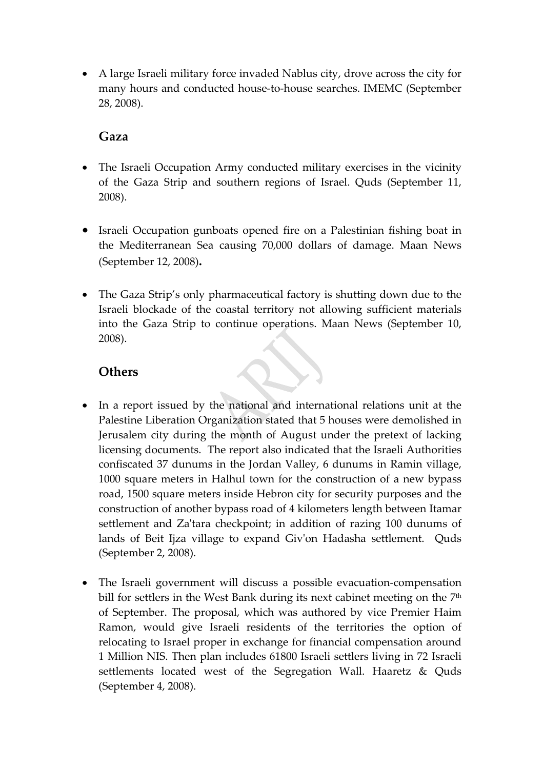- A large Israeli military force invaded Nablus city, drove across the city for many hours and conducted house-to-house searches. IMEMC (September 28, 2008).

## Gaza

- The Israeli Occupation Army conducted military exercises in the vicinity of the Gaza Strip and southern regions of Israel. Quds (September 11, 2008).

- Israeli Occupation gunboats opened fire on a Palestinian fishing boat in the Mediterranean Sea causing 70,000 dollars of damage. Maan News (September 12, 2008)**.**

- The Gaza Strip's only pharmaceutical factory is shutting down due to the Israeli blockade of the coastal territory not allowing sufficient materials into the Gaza Strip to continue operations. Maan News (September 10, 2008).

## Others

- In a report issued by the national and international relations unit at the Palestine Liberation Organization stated that 5 houses were demolished in Jerusalem city during the month of August under the pretext of lacking licensing documents. The report also indicated that the Israeli Authorities confiscated 37 dunums in the Jordan Valley, 6 dunums in Ramin village, 1000 square meters in Halhul town for the construction of a new bypass road, 1500 square meters inside Hebron city for security purposes and the construction of another bypass road of 4 kilometers length between Itamar settlement and Za'tara checkpoint; in addition of razing 100 dunums of lands of Beit Ijza village to expand Giv'on Hadasha settlement. Quds (September 2, 2008).

- The Israeli government will discuss a possible evacuation-compensation bill for settlers in the West Bank during its next cabinet meeting on the 7th of September. The proposal, which was authored by vice Premier Haim Ramon, would give Israeli residents of the territories the option of relocating to Israel proper in exchange for financial compensation around 1 Million NIS. Then plan includes 61800 Israeli settlers living in 72 Israeli settlements located west of the Segregation Wall. Haaretz & Quds (September 4, 2008).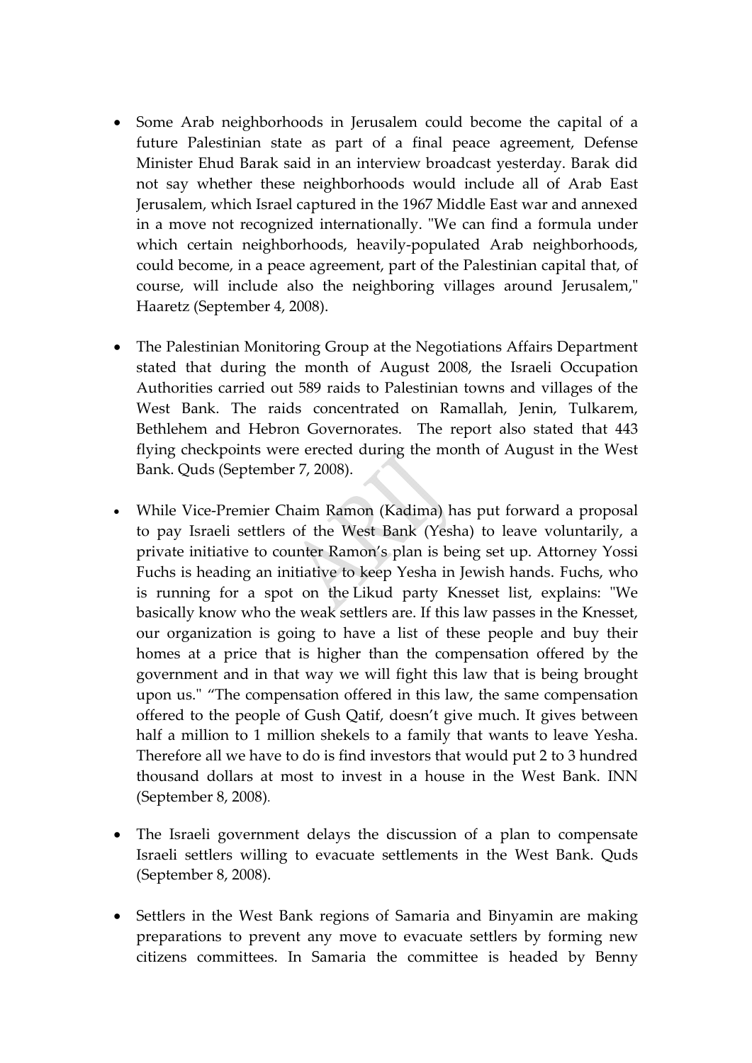- Some Arab neighborhoods in Jerusalem could become the capital of a future Palestinian state as part of a final peace agreement, Defense Minister Ehud Barak said in an interview broadcast yesterday. Barak did not say whether these neighborhoods would include all of Arab East Jerusalem, which Israel captured in the 1967 Middle East war and annexed in a move not recognized internationally. "We can find a formula under which certain neighborhoods, heavily-populated Arab neighborhoods, could become, in a peace agreement, part of the Palestinian capital that, of course, will include also the neighboring villages around Jerusalem," Haaretz (September 4, 2008).

- The Palestinian Monitoring Group at the Negotiations Affairs Department stated that during the month of August 2008, the Israeli Occupation Authorities carried out 589 raids to Palestinian towns and villages of the West Bank. The raids concentrated on Ramallah, Jenin, Tulkarem, Bethlehem and Hebron Governorates. The report also stated that 443 flying checkpoints were erected during the month of August in the West Bank. Quds (September 7, 2008).

- While Vice-Premier Chaim Ramon (Kadima) has put forward a proposal to pay Israeli settlers of the West Bank (Yesha) to leave voluntarily, a private initiative to counter Ramon's plan is being set up. Attorney Yossi Fuchs is heading an initiative to keep Yesha in Jewish hands. Fuchs, who is running for a spot on the Likud party Knesset list, explains: "We basically know who the weak settlers are. If this law passes in the Knesset, our organization is going to have a list of these people and buy their homes at a price that is higher than the compensation offered by the government and in that way we will fight this law that is being brought upon us." "The compensation offered in this law, the same compensation offered to the people of Gush Qatif, doesn't give much. It gives between half a million to 1 million shekels to a family that wants to leave Yesha. Therefore all we have to do is find investors that would put 2 to 3 hundred thousand dollars at most to invest in a house in the West Bank. INN (September 8, 2008).

- The Israeli government delays the discussion of a plan to compensate Israeli settlers willing to evacuate settlements in the West Bank. Quds (September 8, 2008).

- Settlers in the West Bank regions of Samaria and Binyamin are making preparations to prevent any move to evacuate settlers by forming new citizens committees. In Samaria the committee is headed by Benny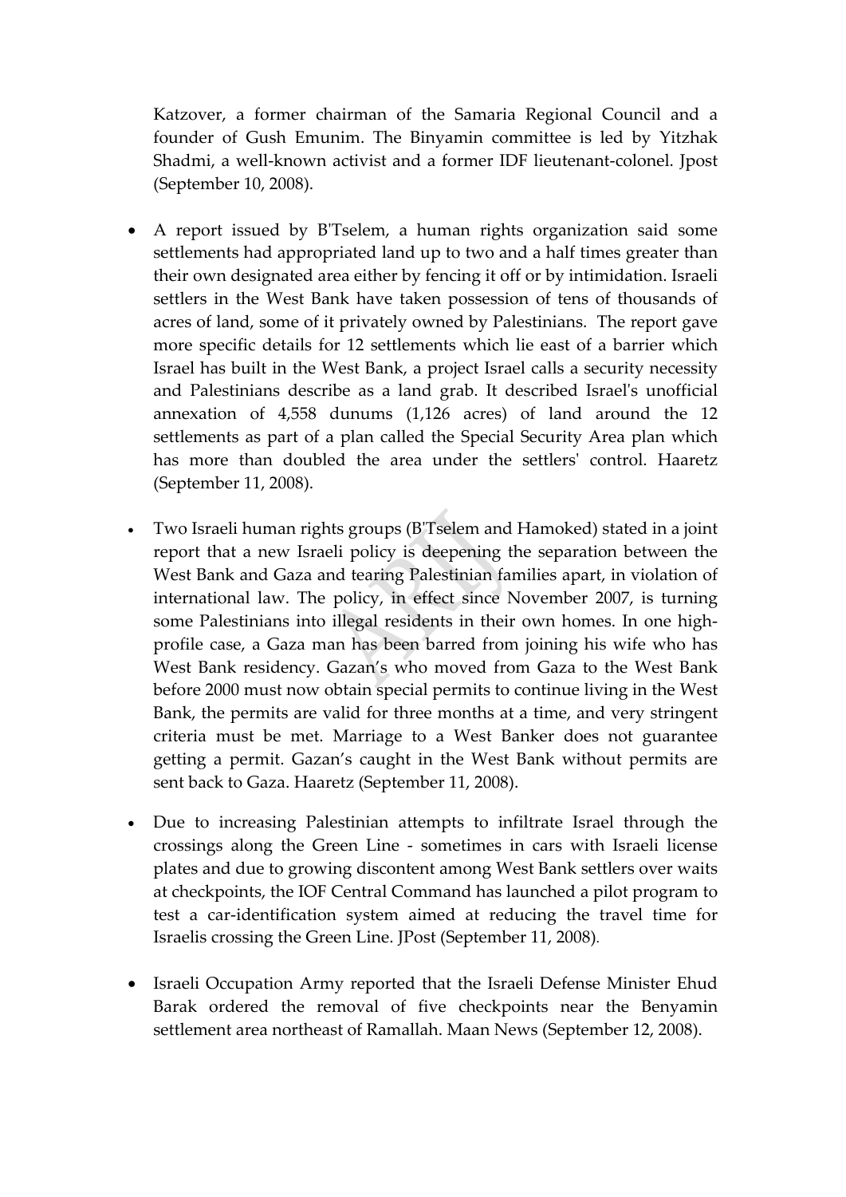Katzover, a former chairman of the Samaria Regional Council and a founder of Gush Emunim. The Binyamin committee is led by Yitzhak Shadmi, a well-known activist and a former IDF lieutenant-colonel. Jpost (September 10, 2008).

- A report issued by B'Tselem, a human rights organization said some settlements had appropriated land up to two and a half times greater than their own designated area either by fencing it off or by intimidation. Israeli settlers in the West Bank have taken possession of tens of thousands of acres of land, some of it privately owned by Palestinians. The report gave more specific details for 12 settlements which lie east of a barrier which Israel has built in the West Bank, a project Israel calls a security necessity and Palestinians describe as a land grab. It described Israel's unofficial annexation of 4,558 dunums (1,126 acres) of land around the 12 settlements as part of a plan called the Special Security Area plan which has more than doubled the area under the settlers' control. Haaretz (September 11, 2008).

- Two Israeli human rights groups (B'Tselem and Hamoked) stated in a joint report that a new Israeli policy is deepening the separation between the West Bank and Gaza and tearing Palestinian families apart, in violation of international law. The policy, in effect since November 2007, is turning some Palestinians into illegal residents in their own homes. In one high-profile case, a Gaza man has been barred from joining his wife who has West Bank residency. Gazan's who moved from Gaza to the West Bank before 2000 must now obtain special permits to continue living in the West Bank, the permits are valid for three months at a time, and very stringent criteria must be met. Marriage to a West Banker does not guarantee getting a permit. Gazan's caught in the West Bank without permits are sent back to Gaza. Haaretz (September 11, 2008).

- Due to increasing Palestinian attempts to infiltrate Israel through the crossings along the Green Line - sometimes in cars with Israeli license plates and due to growing discontent among West Bank settlers over waits at checkpoints, the IOF Central Command has launched a pilot program to test a car-identification system aimed at reducing the travel time for Israelis crossing the Green Line. JPost (September 11, 2008).

- Israeli Occupation Army reported that the Israeli Defense Minister Ehud Barak ordered the removal of five checkpoints near the Benyamin settlement area northeast of Ramallah. Maan News (September 12, 2008).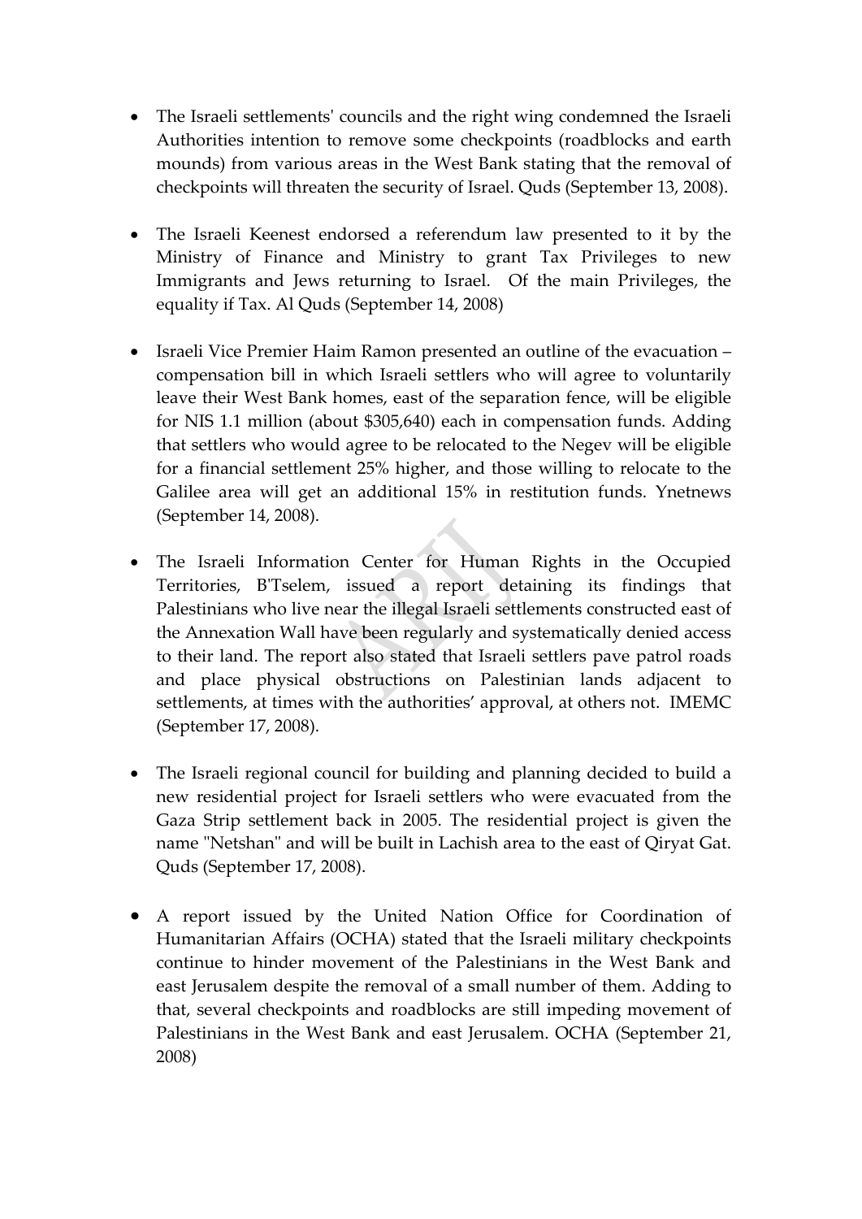- The Israeli settlements' councils and the right wing condemned the Israeli Authorities intention to remove some checkpoints (roadblocks and earth mounds) from various areas in the West Bank stating that the removal of checkpoints will threaten the security of Israel. Quds (September 13, 2008).

- The Israeli Keenest endorsed a referendum law presented to it by the Ministry of Finance and Ministry to grant Tax Privileges to new Immigrants and Jews returning to Israel. Of the main Privileges, the equality if Tax. Al Quds (September 14, 2008)

- Israeli Vice Premier Haim Ramon presented an outline of the evacuation – compensation bill in which Israeli settlers who will agree to voluntarily leave their West Bank homes, east of the separation fence, will be eligible for NIS 1.1 million (about $305,640) each in compensation funds. Adding that settlers who would agree to be relocated to the Negev will be eligible for a financial settlement 25% higher, and those willing to relocate to the Galilee area will get an additional 15% in restitution funds. Ynetnews (September 14, 2008).

- The Israeli Information Center for Human Rights in the Occupied Territories, B'Tselem, issued a report detaining its findings that Palestinians who live near the illegal Israeli settlements constructed east of the Annexation Wall have been regularly and systematically denied access to their land. The report also stated that Israeli settlers pave patrol roads and place physical obstructions on Palestinian lands adjacent to settlements, at times with the authorities' approval, at others not. IMEMC (September 17, 2008).

- The Israeli regional council for building and planning decided to build a new residential project for Israeli settlers who were evacuated from the Gaza Strip settlement back in 2005. The residential project is given the name "Netshan" and will be built in Lachish area to the east of Qiryat Gat. Quds (September 17, 2008).

- A report issued by the United Nation Office for Coordination of Humanitarian Affairs (OCHA) stated that the Israeli military checkpoints continue to hinder movement of the Palestinians in the West Bank and east Jerusalem despite the removal of a small number of them. Adding to that, several checkpoints and roadblocks are still impeding movement of Palestinians in the West Bank and east Jerusalem. OCHA (September 21, 2008)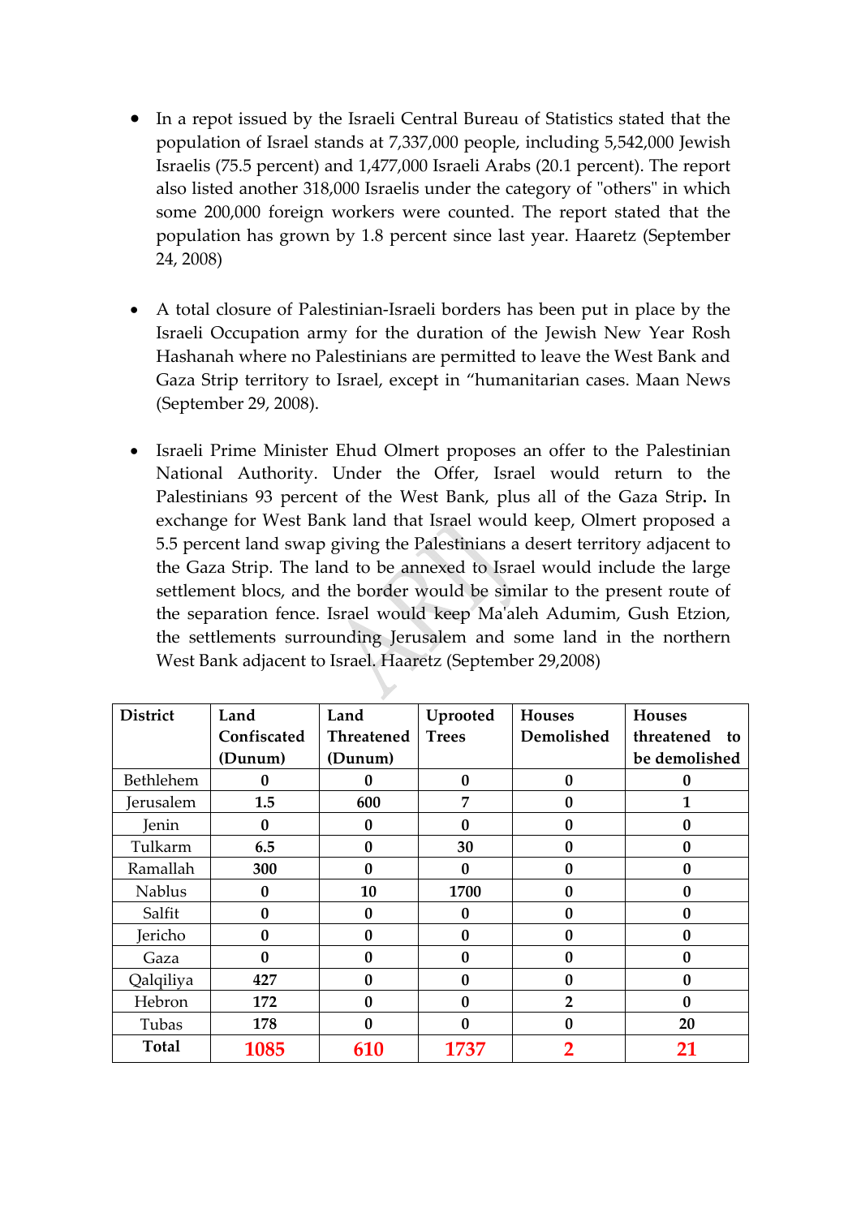- In a repot issued by the Israeli Central Bureau of Statistics stated that the population of Israel stands at 7,337,000 people, including 5,542,000 Jewish Israelis (75.5 percent) and 1,477,000 Israeli Arabs (20.1 percent). The report also listed another 318,000 Israelis under the category of "others" in which some 200,000 foreign workers were counted. The report stated that the population has grown by 1.8 percent since last year. Haaretz (September 24, 2008)

- A total closure of Palestinian-Israeli borders has been put in place by the Israeli Occupation army for the duration of the Jewish New Year Rosh Hashanah where no Palestinians are permitted to leave the West Bank and Gaza Strip territory to Israel, except in "humanitarian cases. Maan News (September 29, 2008).

- Israeli Prime Minister Ehud Olmert proposes an offer to the Palestinian National Authority. Under the Offer, Israel would return to the Palestinians 93 percent of the West Bank, plus all of the Gaza Strip**.** In exchange for West Bank land that Israel would keep, Olmert proposed a 5.5 percent land swap giving the Palestinians a desert territory adjacent to the Gaza Strip. The land to be annexed to Israel would include the large settlement blocs, and the border would be similar to the present route of the separation fence. Israel would keep Ma'aleh Adumim, Gush Etzion, the settlements surrounding Jerusalem and some land in the northern West Bank adjacent to Israel. Haaretz (September 29,2008)

| District | Land Confiscated (Dunum) | Land Threatened (Dunum) | Uprooted Trees | Houses Demolished | Houses threatened to be demolished |
|---|---|---|---|---|---|
| Bethlehem | 0 | 0 | 0 | 0 | 0 |
| Jerusalem | 1.5 | 600 | 7 | 0 | 1 |
| Jenin | 0 | 0 | 0 | 0 | 0 |
| Tulkarm | 6.5 | 0 | 30 | 0 | 0 |
| Ramallah | 300 | 0 | 0 | 0 | 0 |
| Nablus | 0 | 10 | 1700 | 0 | 0 |
| Salfit | 0 | 0 | 0 | 0 | 0 |
| Jericho | 0 | 0 | 0 | 0 | 0 |
| Gaza | 0 | 0 | 0 | 0 | 0 |
| Qalqiliya | 427 | 0 | 0 | 0 | 0 |
| Hebron | 172 | 0 | 0 | 2 | 0 |
| Tubas | 178 | 0 | 0 | 0 | 20 |
| **Total** | **1085** | **610** | **1737** | **2** | **21** |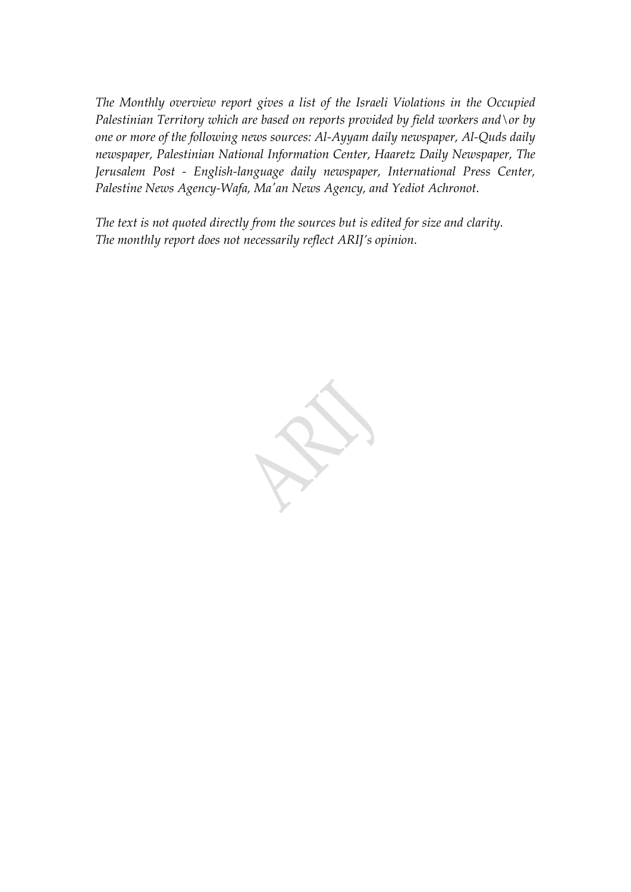*The Monthly overview report gives a list of the Israeli Violations in the Occupied Palestinian Territory which are based on reports provided by field workers and\or by one or more of the following news sources: Al-Ayyam daily newspaper, Al-Quds daily newspaper, Palestinian National Information Center, Haaretz Daily Newspaper, The Jerusalem Post - English-language daily newspaper, International Press Center, Palestine News Agency-Wafa, Ma'an News Agency, and Yediot Achronot.*

*The text is not quoted directly from the sources but is edited for size and clarity.*
*The monthly report does not necessarily reflect ARIJ's opinion.*